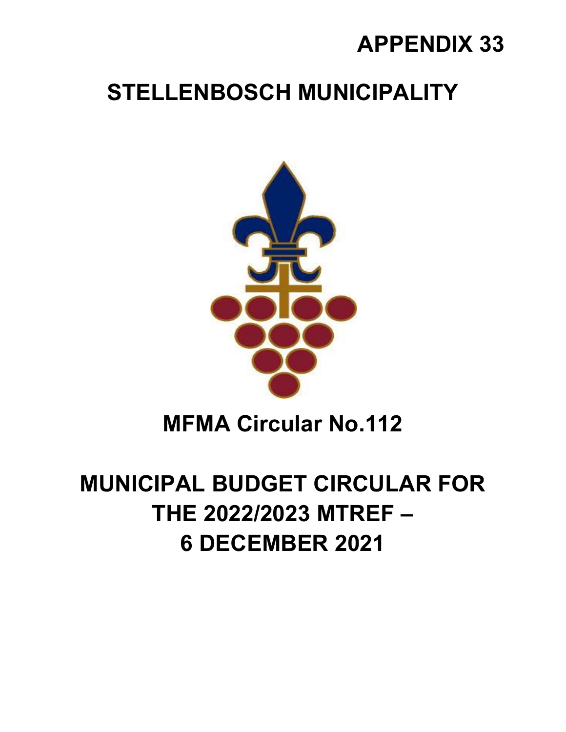# APPENDIX 33

# STELLENBOSCH MUNICIPALITY

# MFMA Circular No.112

# MUNICIPAL BUDGET CIRCULAR FOR THE 2022/2023 MTREF – 6 DECEMBER 2021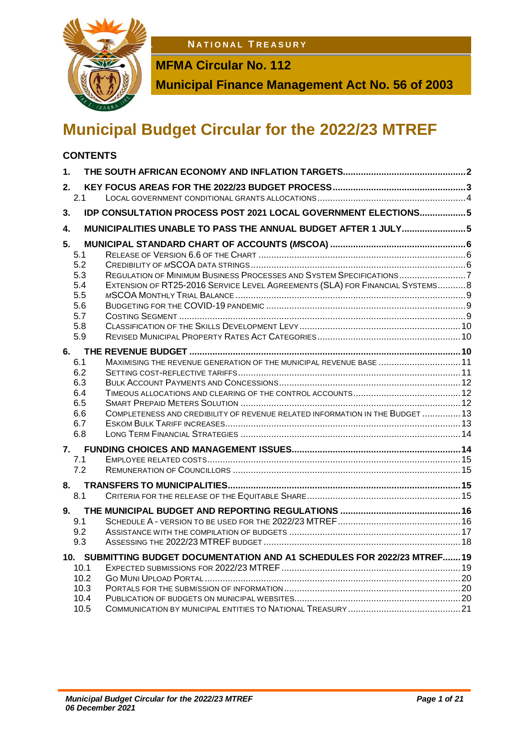**NATIONAL TREASURY**

**MFMA Circular No. 112**

**Municipal Finance Management Act No. 56 of 2003**

# Municipal Budget Circular for the 2022/23 MTREF

## CONTENTS

1. THE SOUTH AFRICAN ECONOMY AND INFLATION TARGETS ........ 2
2. KEY FOCUS AREAS FOR THE 2022/23 BUDGET PROCESS ........ 3
   - 2.1 LOCAL GOVERNMENT CONDITIONAL GRANTS ALLOCATIONS ........ 4
3. IDP CONSULTATION PROCESS POST 2021 LOCAL GOVERNMENT ELECTIONS ........ 5
4. MUNICIPALITIES UNABLE TO PASS THE ANNUAL BUDGET AFTER 1 JULY ........ 5
5. MUNICIPAL STANDARD CHART OF ACCOUNTS (*M*SCOA) ........ 6
   - 5.1 RELEASE OF VERSION 6.6 OF THE CHART ........ 6
   - 5.2 CREDIBILITY OF *M*SCOA DATA STRINGS ........ 6
   - 5.3 REGULATION OF MINIMUM BUSINESS PROCESSES AND SYSTEM SPECIFICATIONS ........ 7
   - 5.4 EXTENSION OF RT25-2016 SERVICE LEVEL AGREEMENTS (SLA) FOR FINANCIAL SYSTEMS ........ 8
   - 5.5 *M*SCOA MONTHLY TRIAL BALANCE ........ 9
   - 5.6 BUDGETING FOR THE COVID-19 PANDEMIC ........ 9
   - 5.7 COSTING SEGMENT ........ 9
   - 5.8 CLASSIFICATION OF THE SKILLS DEVELOPMENT LEVY ........ 10
   - 5.9 REVISED MUNICIPAL PROPERTY RATES ACT CATEGORIES ........ 10
6. THE REVENUE BUDGET ........ 10
   - 6.1 MAXIMISING THE REVENUE GENERATION OF THE MUNICIPAL REVENUE BASE ........ 11
   - 6.2 SETTING COST-REFLECTIVE TARIFFS ........ 11
   - 6.3 BULK ACCOUNT PAYMENTS AND CONCESSIONS ........ 12
   - 6.4 TIMEOUS ALLOCATIONS AND CLEARING OF THE CONTROL ACCOUNTS ........ 12
   - 6.5 SMART PREPAID METERS SOLUTION ........ 12
   - 6.6 COMPLETENESS AND CREDIBILITY OF REVENUE RELATED INFORMATION IN THE BUDGET ........ 13
   - 6.7 ESKOM BULK TARIFF INCREASES ........ 13
   - 6.8 LONG TERM FINANCIAL STRATEGIES ........ 14
7. FUNDING CHOICES AND MANAGEMENT ISSUES ........ 14
   - 7.1 EMPLOYEE RELATED COSTS ........ 15
   - 7.2 REMUNERATION OF COUNCILLORS ........ 15
8. TRANSFERS TO MUNICIPALITIES ........ 15
   - 8.1 CRITERIA FOR THE RELEASE OF THE EQUITABLE SHARE ........ 15
9. THE MUNICIPAL BUDGET AND REPORTING REGULATIONS ........ 16
   - 9.1 SCHEDULE A - VERSION TO BE USED FOR THE 2022/23 MTREF ........ 16
   - 9.2 ASSISTANCE WITH THE COMPILATION OF BUDGETS ........ 17
   - 9.3 ASSESSING THE 2022/23 MTREF BUDGET ........ 18
10. SUBMITTING BUDGET DOCUMENTATION AND A1 SCHEDULES FOR 2022/23 MTREF ........ 19
    - 10.1 EXPECTED SUBMISSIONS FOR 2022/23 MTREF ........ 19
    - 10.2 GO MUNI UPLOAD PORTAL ........ 20
    - 10.3 PORTALS FOR THE SUBMISSION OF INFORMATION ........ 20
    - 10.4 PUBLICATION OF BUDGETS ON MUNICIPAL WEBSITES ........ 20
    - 10.5 COMMUNICATION BY MUNICIPAL ENTITIES TO NATIONAL TREASURY ........ 21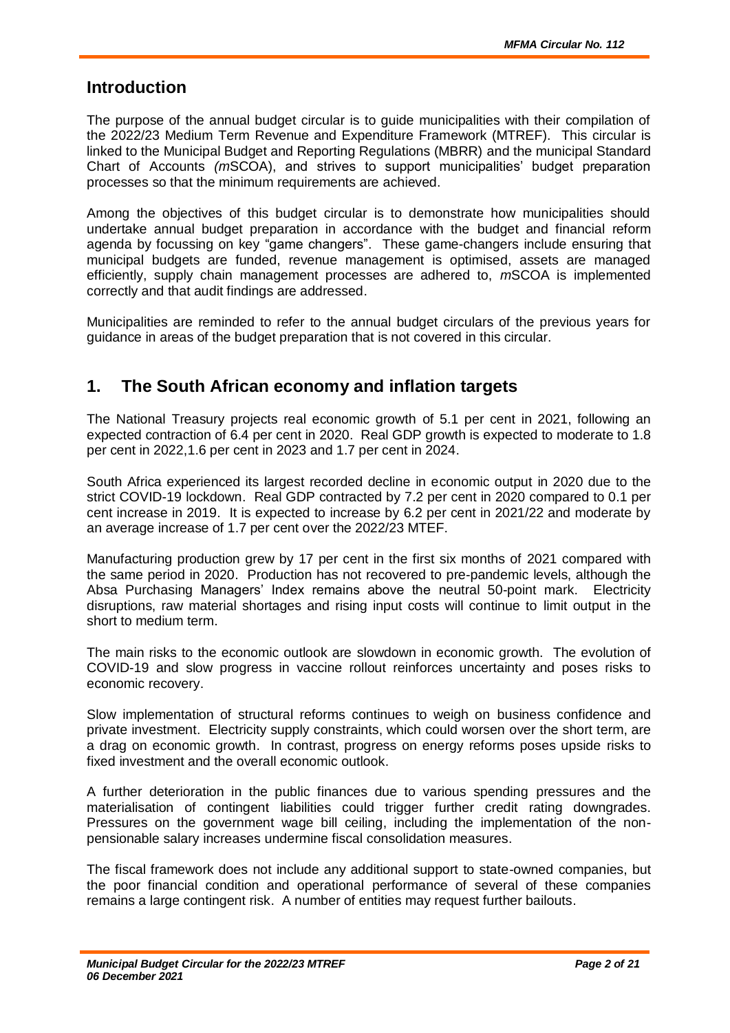## Introduction

The purpose of the annual budget circular is to guide municipalities with their compilation of the 2022/23 Medium Term Revenue and Expenditure Framework (MTREF). This circular is linked to the Municipal Budget and Reporting Regulations (MBRR) and the municipal Standard Chart of Accounts *(m*SCOA), and strives to support municipalities' budget preparation processes so that the minimum requirements are achieved.

Among the objectives of this budget circular is to demonstrate how municipalities should undertake annual budget preparation in accordance with the budget and financial reform agenda by focussing on key "game changers". These game-changers include ensuring that municipal budgets are funded, revenue management is optimised, assets are managed efficiently, supply chain management processes are adhered to, *m*SCOA is implemented correctly and that audit findings are addressed.

Municipalities are reminded to refer to the annual budget circulars of the previous years for guidance in areas of the budget preparation that is not covered in this circular.

## 1. The South African economy and inflation targets

The National Treasury projects real economic growth of 5.1 per cent in 2021, following an expected contraction of 6.4 per cent in 2020. Real GDP growth is expected to moderate to 1.8 per cent in 2022,1.6 per cent in 2023 and 1.7 per cent in 2024.

South Africa experienced its largest recorded decline in economic output in 2020 due to the strict COVID-19 lockdown. Real GDP contracted by 7.2 per cent in 2020 compared to 0.1 per cent increase in 2019. It is expected to increase by 6.2 per cent in 2021/22 and moderate by an average increase of 1.7 per cent over the 2022/23 MTEF.

Manufacturing production grew by 17 per cent in the first six months of 2021 compared with the same period in 2020. Production has not recovered to pre-pandemic levels, although the Absa Purchasing Managers' Index remains above the neutral 50-point mark. Electricity disruptions, raw material shortages and rising input costs will continue to limit output in the short to medium term.

The main risks to the economic outlook are slowdown in economic growth. The evolution of COVID-19 and slow progress in vaccine rollout reinforces uncertainty and poses risks to economic recovery.

Slow implementation of structural reforms continues to weigh on business confidence and private investment. Electricity supply constraints, which could worsen over the short term, are a drag on economic growth. In contrast, progress on energy reforms poses upside risks to fixed investment and the overall economic outlook.

A further deterioration in the public finances due to various spending pressures and the materialisation of contingent liabilities could trigger further credit rating downgrades. Pressures on the government wage bill ceiling, including the implementation of the non-pensionable salary increases undermine fiscal consolidation measures.

The fiscal framework does not include any additional support to state-owned companies, but the poor financial condition and operational performance of several of these companies remains a large contingent risk. A number of entities may request further bailouts.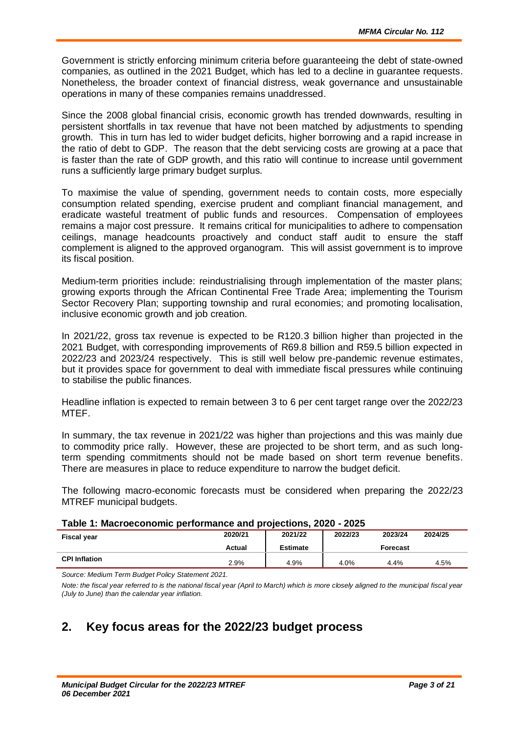Government is strictly enforcing minimum criteria before guaranteeing the debt of state-owned companies, as outlined in the 2021 Budget, which has led to a decline in guarantee requests. Nonetheless, the broader context of financial distress, weak governance and unsustainable operations in many of these companies remains unaddressed.

Since the 2008 global financial crisis, economic growth has trended downwards, resulting in persistent shortfalls in tax revenue that have not been matched by adjustments to spending growth. This in turn has led to wider budget deficits, higher borrowing and a rapid increase in the ratio of debt to GDP. The reason that the debt servicing costs are growing at a pace that is faster than the rate of GDP growth, and this ratio will continue to increase until government runs a sufficiently large primary budget surplus.

To maximise the value of spending, government needs to contain costs, more especially consumption related spending, exercise prudent and compliant financial management, and eradicate wasteful treatment of public funds and resources. Compensation of employees remains a major cost pressure. It remains critical for municipalities to adhere to compensation ceilings, manage headcounts proactively and conduct staff audit to ensure the staff complement is aligned to the approved organogram. This will assist government is to improve its fiscal position.

Medium-term priorities include: reindustrialising through implementation of the master plans; growing exports through the African Continental Free Trade Area; implementing the Tourism Sector Recovery Plan; supporting township and rural economies; and promoting localisation, inclusive economic growth and job creation.

In 2021/22, gross tax revenue is expected to be R120.3 billion higher than projected in the 2021 Budget, with corresponding improvements of R69.8 billion and R59.5 billion expected in 2022/23 and 2023/24 respectively. This is still well below pre-pandemic revenue estimates, but it provides space for government to deal with immediate fiscal pressures while continuing to stabilise the public finances.

Headline inflation is expected to remain between 3 to 6 per cent target range over the 2022/23 MTEF.

In summary, the tax revenue in 2021/22 was higher than projections and this was mainly due to commodity price rally. However, these are projected to be short term, and as such long-term spending commitments should not be made based on short term revenue benefits. There are measures in place to reduce expenditure to narrow the budget deficit.

The following macro-economic forecasts must be considered when preparing the 2022/23 MTREF municipal budgets.

**Table 1: Macroeconomic performance and projections, 2020 - 2025**

| Fiscal year | 2020/21 | 2021/22 | 2022/23 | 2023/24 | 2024/25 |
|---|---|---|---|---|---|
| | Actual | Estimate | | Forecast | |
| CPI Inflation | 2.9% | 4.9% | 4.0% | 4.4% | 4.5% |

*Source: Medium Term Budget Policy Statement 2021.*

*Note: the fiscal year referred to is the national fiscal year (April to March) which is more closely aligned to the municipal fiscal year (July to June) than the calendar year inflation.*

## 2. Key focus areas for the 2022/23 budget process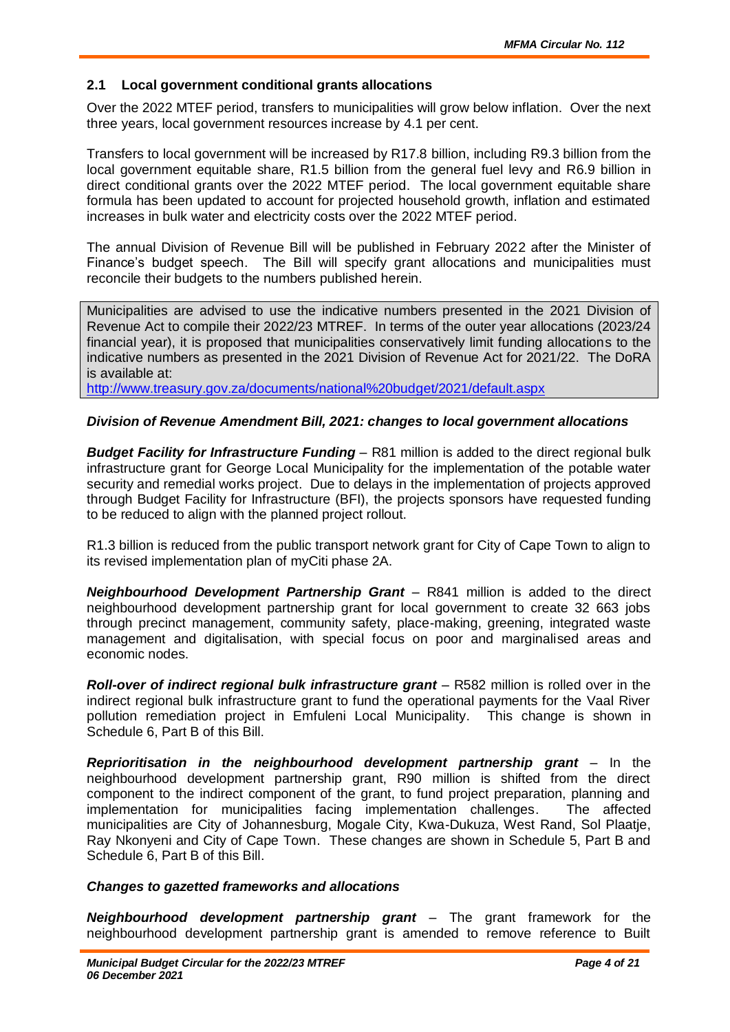### 2.1 Local government conditional grants allocations

Over the 2022 MTEF period, transfers to municipalities will grow below inflation. Over the next three years, local government resources increase by 4.1 per cent.

Transfers to local government will be increased by R17.8 billion, including R9.3 billion from the local government equitable share, R1.5 billion from the general fuel levy and R6.9 billion in direct conditional grants over the 2022 MTEF period. The local government equitable share formula has been updated to account for projected household growth, inflation and estimated increases in bulk water and electricity costs over the 2022 MTEF period.

The annual Division of Revenue Bill will be published in February 2022 after the Minister of Finance's budget speech. The Bill will specify grant allocations and municipalities must reconcile their budgets to the numbers published herein.

> Municipalities are advised to use the indicative numbers presented in the 2021 Division of Revenue Act to compile their 2022/23 MTREF. In terms of the outer year allocations (2023/24 financial year), it is proposed that municipalities conservatively limit funding allocations to the indicative numbers as presented in the 2021 Division of Revenue Act for 2021/22. The DoRA is available at:
> http://www.treasury.gov.za/documents/national%20budget/2021/default.aspx

***Division of Revenue Amendment Bill, 2021: changes to local government allocations***

***Budget Facility for Infrastructure Funding*** – R81 million is added to the direct regional bulk infrastructure grant for George Local Municipality for the implementation of the potable water security and remedial works project. Due to delays in the implementation of projects approved through Budget Facility for Infrastructure (BFI), the projects sponsors have requested funding to be reduced to align with the planned project rollout.

R1.3 billion is reduced from the public transport network grant for City of Cape Town to align to its revised implementation plan of myCiti phase 2A.

***Neighbourhood Development Partnership Grant*** – R841 million is added to the direct neighbourhood development partnership grant for local government to create 32 663 jobs through precinct management, community safety, place-making, greening, integrated waste management and digitalisation, with special focus on poor and marginalised areas and economic nodes.

***Roll-over of indirect regional bulk infrastructure grant*** – R582 million is rolled over in the indirect regional bulk infrastructure grant to fund the operational payments for the Vaal River pollution remediation project in Emfuleni Local Municipality. This change is shown in Schedule 6, Part B of this Bill.

***Reprioritisation in the neighbourhood development partnership grant*** – In the neighbourhood development partnership grant, R90 million is shifted from the direct component to the indirect component of the grant, to fund project preparation, planning and implementation for municipalities facing implementation challenges. The affected municipalities are City of Johannesburg, Mogale City, Kwa-Dukuza, West Rand, Sol Plaatje, Ray Nkonyeni and City of Cape Town. These changes are shown in Schedule 5, Part B and Schedule 6, Part B of this Bill.

***Changes to gazetted frameworks and allocations***

***Neighbourhood development partnership grant*** – The grant framework for the neighbourhood development partnership grant is amended to remove reference to Built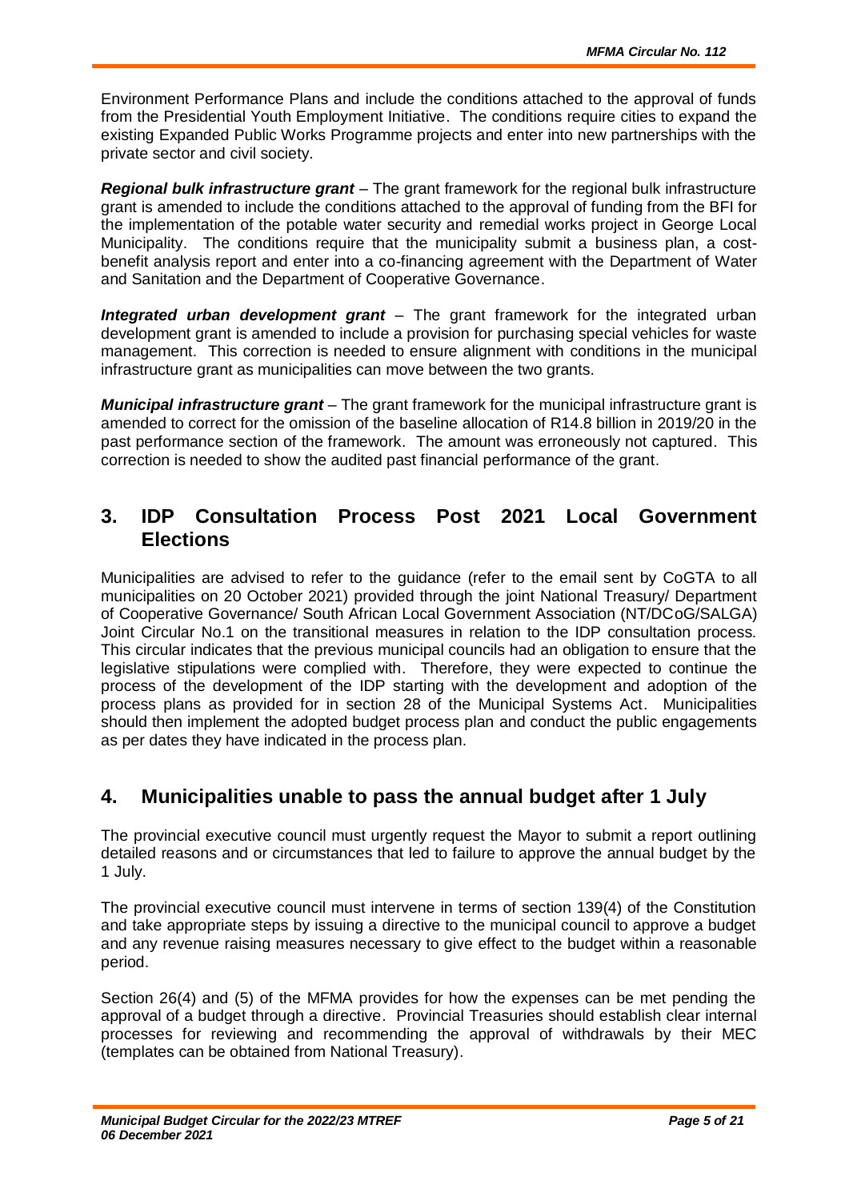Environment Performance Plans and include the conditions attached to the approval of funds from the Presidential Youth Employment Initiative. The conditions require cities to expand the existing Expanded Public Works Programme projects and enter into new partnerships with the private sector and civil society.

***Regional bulk infrastructure grant*** – The grant framework for the regional bulk infrastructure grant is amended to include the conditions attached to the approval of funding from the BFI for the implementation of the potable water security and remedial works project in George Local Municipality. The conditions require that the municipality submit a business plan, a cost-benefit analysis report and enter into a co-financing agreement with the Department of Water and Sanitation and the Department of Cooperative Governance.

***Integrated urban development grant*** – The grant framework for the integrated urban development grant is amended to include a provision for purchasing special vehicles for waste management. This correction is needed to ensure alignment with conditions in the municipal infrastructure grant as municipalities can move between the two grants.

***Municipal infrastructure grant*** – The grant framework for the municipal infrastructure grant is amended to correct for the omission of the baseline allocation of R14.8 billion in 2019/20 in the past performance section of the framework. The amount was erroneously not captured. This correction is needed to show the audited past financial performance of the grant.

## 3. IDP Consultation Process Post 2021 Local Government Elections

Municipalities are advised to refer to the guidance (refer to the email sent by CoGTA to all municipalities on 20 October 2021) provided through the joint National Treasury/ Department of Cooperative Governance/ South African Local Government Association (NT/DCoG/SALGA) Joint Circular No.1 on the transitional measures in relation to the IDP consultation process. This circular indicates that the previous municipal councils had an obligation to ensure that the legislative stipulations were complied with. Therefore, they were expected to continue the process of the development of the IDP starting with the development and adoption of the process plans as provided for in section 28 of the Municipal Systems Act. Municipalities should then implement the adopted budget process plan and conduct the public engagements as per dates they have indicated in the process plan.

## 4. Municipalities unable to pass the annual budget after 1 July

The provincial executive council must urgently request the Mayor to submit a report outlining detailed reasons and or circumstances that led to failure to approve the annual budget by the 1 July.

The provincial executive council must intervene in terms of section 139(4) of the Constitution and take appropriate steps by issuing a directive to the municipal council to approve a budget and any revenue raising measures necessary to give effect to the budget within a reasonable period.

Section 26(4) and (5) of the MFMA provides for how the expenses can be met pending the approval of a budget through a directive. Provincial Treasuries should establish clear internal processes for reviewing and recommending the approval of withdrawals by their MEC (templates can be obtained from National Treasury).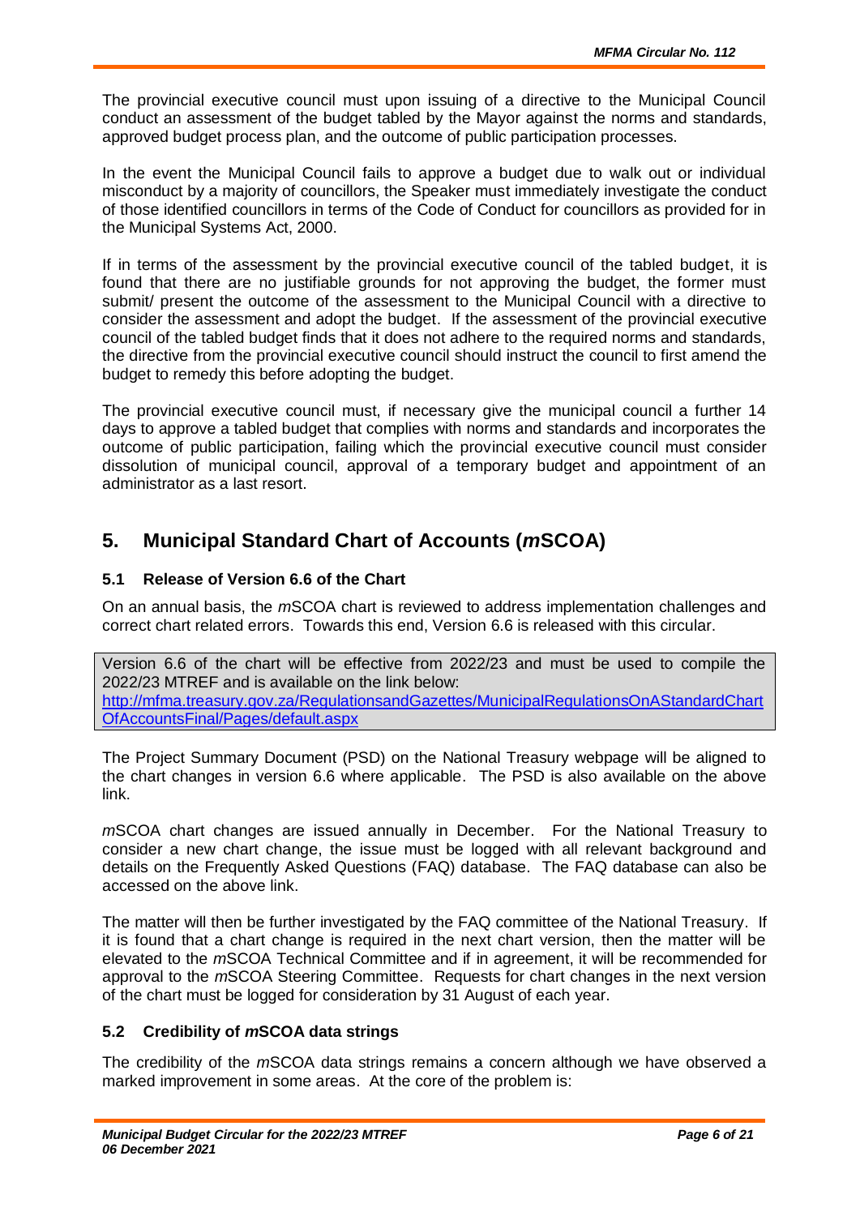The provincial executive council must upon issuing of a directive to the Municipal Council conduct an assessment of the budget tabled by the Mayor against the norms and standards, approved budget process plan, and the outcome of public participation processes.

In the event the Municipal Council fails to approve a budget due to walk out or individual misconduct by a majority of councillors, the Speaker must immediately investigate the conduct of those identified councillors in terms of the Code of Conduct for councillors as provided for in the Municipal Systems Act, 2000.

If in terms of the assessment by the provincial executive council of the tabled budget, it is found that there are no justifiable grounds for not approving the budget, the former must submit/ present the outcome of the assessment to the Municipal Council with a directive to consider the assessment and adopt the budget. If the assessment of the provincial executive council of the tabled budget finds that it does not adhere to the required norms and standards, the directive from the provincial executive council should instruct the council to first amend the budget to remedy this before adopting the budget.

The provincial executive council must, if necessary give the municipal council a further 14 days to approve a tabled budget that complies with norms and standards and incorporates the outcome of public participation, failing which the provincial executive council must consider dissolution of municipal council, approval of a temporary budget and appointment of an administrator as a last resort.

## 5. Municipal Standard Chart of Accounts (*m*SCOA)

### 5.1 Release of Version 6.6 of the Chart

On an annual basis, the *m*SCOA chart is reviewed to address implementation challenges and correct chart related errors. Towards this end, Version 6.6 is released with this circular.

> Version 6.6 of the chart will be effective from 2022/23 and must be used to compile the 2022/23 MTREF and is available on the link below:
> http://mfma.treasury.gov.za/RegulationsandGazettes/MunicipalRegulationsOnAStandardChartOfAccountsFinal/Pages/default.aspx

The Project Summary Document (PSD) on the National Treasury webpage will be aligned to the chart changes in version 6.6 where applicable. The PSD is also available on the above link.

*m*SCOA chart changes are issued annually in December. For the National Treasury to consider a new chart change, the issue must be logged with all relevant background and details on the Frequently Asked Questions (FAQ) database. The FAQ database can also be accessed on the above link.

The matter will then be further investigated by the FAQ committee of the National Treasury. If it is found that a chart change is required in the next chart version, then the matter will be elevated to the *m*SCOA Technical Committee and if in agreement, it will be recommended for approval to the *m*SCOA Steering Committee. Requests for chart changes in the next version of the chart must be logged for consideration by 31 August of each year.

### 5.2 Credibility of *m*SCOA data strings

The credibility of the *m*SCOA data strings remains a concern although we have observed a marked improvement in some areas. At the core of the problem is: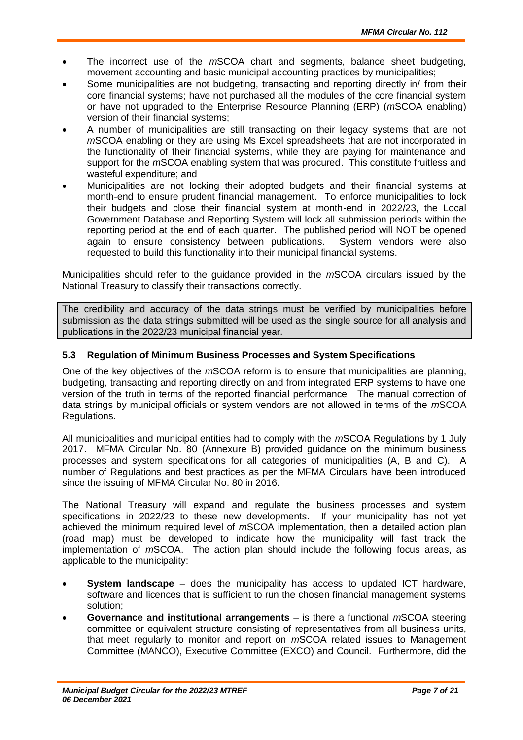- The incorrect use of the *m*SCOA chart and segments, balance sheet budgeting, movement accounting and basic municipal accounting practices by municipalities;
- Some municipalities are not budgeting, transacting and reporting directly in/ from their core financial systems; have not purchased all the modules of the core financial system or have not upgraded to the Enterprise Resource Planning (ERP) (*m*SCOA enabling) version of their financial systems;
- A number of municipalities are still transacting on their legacy systems that are not *m*SCOA enabling or they are using Ms Excel spreadsheets that are not incorporated in the functionality of their financial systems, while they are paying for maintenance and support for the *m*SCOA enabling system that was procured. This constitute fruitless and wasteful expenditure; and
- Municipalities are not locking their adopted budgets and their financial systems at month-end to ensure prudent financial management. To enforce municipalities to lock their budgets and close their financial system at month-end in 2022/23, the Local Government Database and Reporting System will lock all submission periods within the reporting period at the end of each quarter. The published period will NOT be opened again to ensure consistency between publications. System vendors were also requested to build this functionality into their municipal financial systems.

Municipalities should refer to the guidance provided in the *m*SCOA circulars issued by the National Treasury to classify their transactions correctly.

The credibility and accuracy of the data strings must be verified by municipalities before submission as the data strings submitted will be used as the single source for all analysis and publications in the 2022/23 municipal financial year.

### 5.3 Regulation of Minimum Business Processes and System Specifications

One of the key objectives of the *m*SCOA reform is to ensure that municipalities are planning, budgeting, transacting and reporting directly on and from integrated ERP systems to have one version of the truth in terms of the reported financial performance. The manual correction of data strings by municipal officials or system vendors are not allowed in terms of the *m*SCOA Regulations.

All municipalities and municipal entities had to comply with the *m*SCOA Regulations by 1 July 2017. MFMA Circular No. 80 (Annexure B) provided guidance on the minimum business processes and system specifications for all categories of municipalities (A, B and C). A number of Regulations and best practices as per the MFMA Circulars have been introduced since the issuing of MFMA Circular No. 80 in 2016.

The National Treasury will expand and regulate the business processes and system specifications in 2022/23 to these new developments. If your municipality has not yet achieved the minimum required level of *m*SCOA implementation, then a detailed action plan (road map) must be developed to indicate how the municipality will fast track the implementation of *m*SCOA. The action plan should include the following focus areas, as applicable to the municipality:

- **System landscape** – does the municipality has access to updated ICT hardware, software and licences that is sufficient to run the chosen financial management systems solution;
- **Governance and institutional arrangements** – is there a functional *m*SCOA steering committee or equivalent structure consisting of representatives from all business units, that meet regularly to monitor and report on *m*SCOA related issues to Management Committee (MANCO), Executive Committee (EXCO) and Council. Furthermore, did the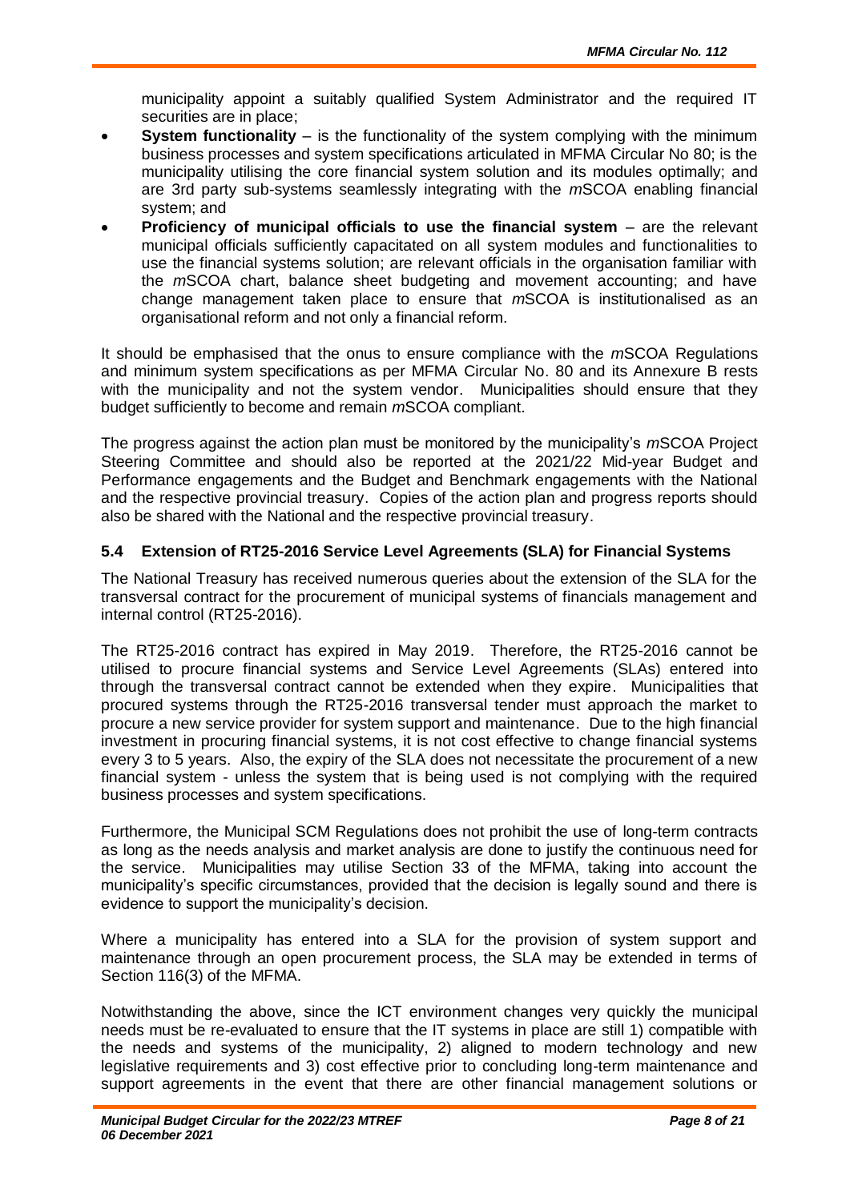municipality appoint a suitably qualified System Administrator and the required IT securities are in place;

- **System functionality** – is the functionality of the system complying with the minimum business processes and system specifications articulated in MFMA Circular No 80; is the municipality utilising the core financial system solution and its modules optimally; and are 3rd party sub-systems seamlessly integrating with the *m*SCOA enabling financial system; and
- **Proficiency of municipal officials to use the financial system** – are the relevant municipal officials sufficiently capacitated on all system modules and functionalities to use the financial systems solution; are relevant officials in the organisation familiar with the *m*SCOA chart, balance sheet budgeting and movement accounting; and have change management taken place to ensure that *m*SCOA is institutionalised as an organisational reform and not only a financial reform.

It should be emphasised that the onus to ensure compliance with the *m*SCOA Regulations and minimum system specifications as per MFMA Circular No. 80 and its Annexure B rests with the municipality and not the system vendor. Municipalities should ensure that they budget sufficiently to become and remain *m*SCOA compliant.

The progress against the action plan must be monitored by the municipality's *m*SCOA Project Steering Committee and should also be reported at the 2021/22 Mid-year Budget and Performance engagements and the Budget and Benchmark engagements with the National and the respective provincial treasury. Copies of the action plan and progress reports should also be shared with the National and the respective provincial treasury.

### 5.4 Extension of RT25-2016 Service Level Agreements (SLA) for Financial Systems

The National Treasury has received numerous queries about the extension of the SLA for the transversal contract for the procurement of municipal systems of financials management and internal control (RT25-2016).

The RT25-2016 contract has expired in May 2019. Therefore, the RT25-2016 cannot be utilised to procure financial systems and Service Level Agreements (SLAs) entered into through the transversal contract cannot be extended when they expire. Municipalities that procured systems through the RT25-2016 transversal tender must approach the market to procure a new service provider for system support and maintenance. Due to the high financial investment in procuring financial systems, it is not cost effective to change financial systems every 3 to 5 years. Also, the expiry of the SLA does not necessitate the procurement of a new financial system - unless the system that is being used is not complying with the required business processes and system specifications.

Furthermore, the Municipal SCM Regulations does not prohibit the use of long-term contracts as long as the needs analysis and market analysis are done to justify the continuous need for the service. Municipalities may utilise Section 33 of the MFMA, taking into account the municipality's specific circumstances, provided that the decision is legally sound and there is evidence to support the municipality's decision.

Where a municipality has entered into a SLA for the provision of system support and maintenance through an open procurement process, the SLA may be extended in terms of Section 116(3) of the MFMA.

Notwithstanding the above, since the ICT environment changes very quickly the municipal needs must be re-evaluated to ensure that the IT systems in place are still 1) compatible with the needs and systems of the municipality, 2) aligned to modern technology and new legislative requirements and 3) cost effective prior to concluding long-term maintenance and support agreements in the event that there are other financial management solutions or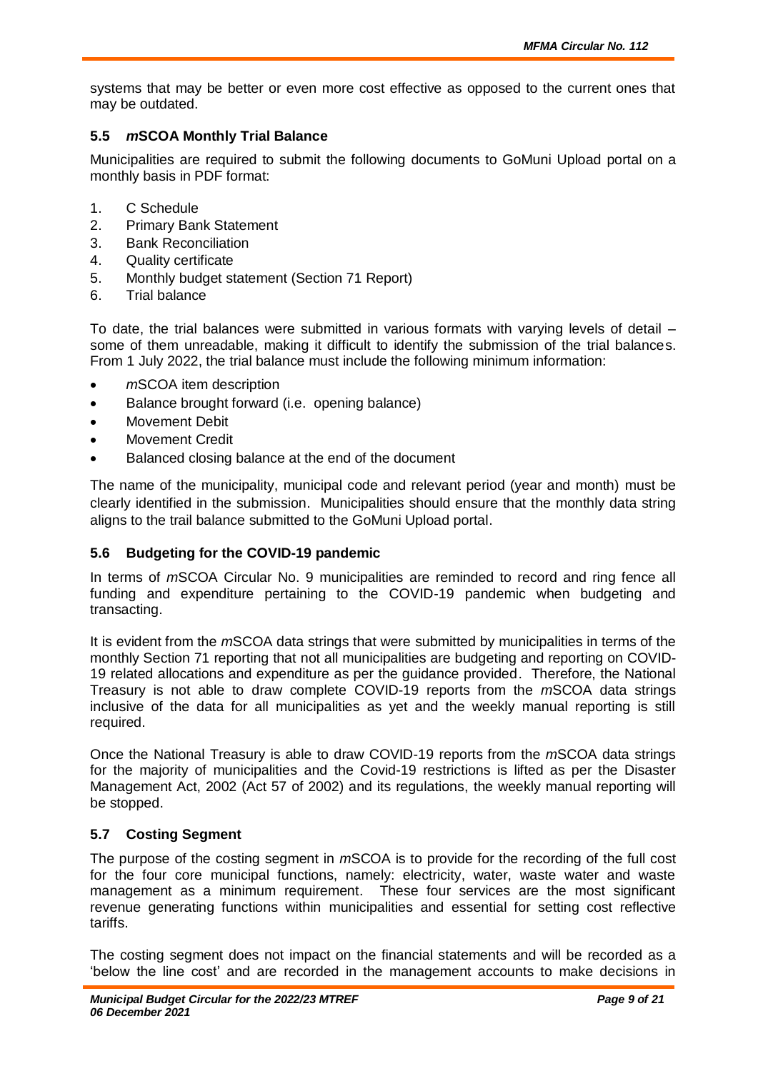systems that may be better or even more cost effective as opposed to the current ones that may be outdated.

### 5.5 *m*SCOA Monthly Trial Balance

Municipalities are required to submit the following documents to GoMuni Upload portal on a monthly basis in PDF format:

1. C Schedule
2. Primary Bank Statement
3. Bank Reconciliation
4. Quality certificate
5. Monthly budget statement (Section 71 Report)
6. Trial balance

To date, the trial balances were submitted in various formats with varying levels of detail – some of them unreadable, making it difficult to identify the submission of the trial balances. From 1 July 2022, the trial balance must include the following minimum information:

- *m*SCOA item description
- Balance brought forward (i.e. opening balance)
- Movement Debit
- Movement Credit
- Balanced closing balance at the end of the document

The name of the municipality, municipal code and relevant period (year and month) must be clearly identified in the submission. Municipalities should ensure that the monthly data string aligns to the trail balance submitted to the GoMuni Upload portal.

### 5.6 Budgeting for the COVID-19 pandemic

In terms of *m*SCOA Circular No. 9 municipalities are reminded to record and ring fence all funding and expenditure pertaining to the COVID-19 pandemic when budgeting and transacting.

It is evident from the *m*SCOA data strings that were submitted by municipalities in terms of the monthly Section 71 reporting that not all municipalities are budgeting and reporting on COVID-19 related allocations and expenditure as per the guidance provided. Therefore, the National Treasury is not able to draw complete COVID-19 reports from the *m*SCOA data strings inclusive of the data for all municipalities as yet and the weekly manual reporting is still required.

Once the National Treasury is able to draw COVID-19 reports from the *m*SCOA data strings for the majority of municipalities and the Covid-19 restrictions is lifted as per the Disaster Management Act, 2002 (Act 57 of 2002) and its regulations, the weekly manual reporting will be stopped.

### 5.7 Costing Segment

The purpose of the costing segment in *m*SCOA is to provide for the recording of the full cost for the four core municipal functions, namely: electricity, water, waste water and waste management as a minimum requirement. These four services are the most significant revenue generating functions within municipalities and essential for setting cost reflective tariffs.

The costing segment does not impact on the financial statements and will be recorded as a 'below the line cost' and are recorded in the management accounts to make decisions in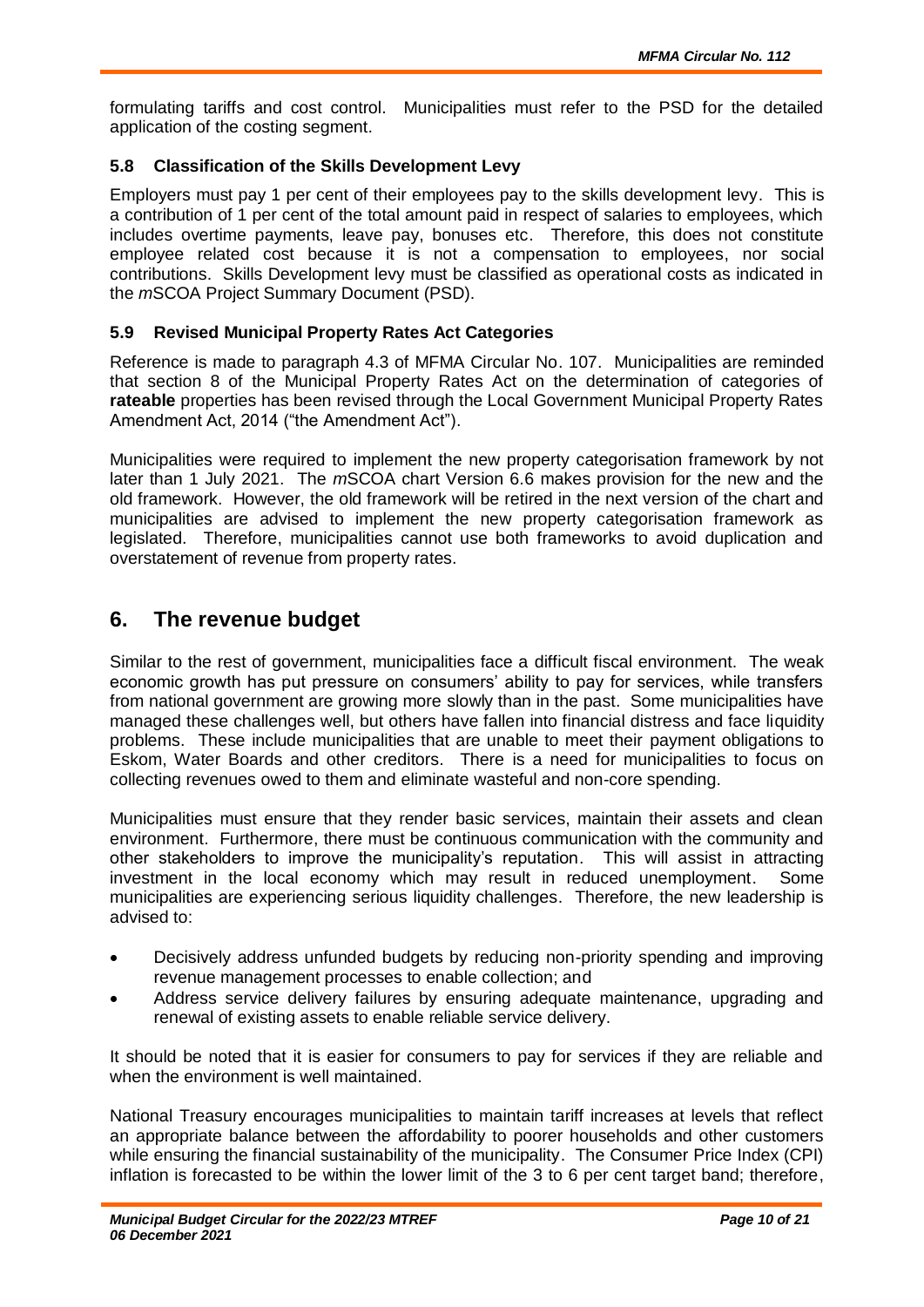formulating tariffs and cost control. Municipalities must refer to the PSD for the detailed application of the costing segment.

### 5.8 Classification of the Skills Development Levy

Employers must pay 1 per cent of their employees pay to the skills development levy. This is a contribution of 1 per cent of the total amount paid in respect of salaries to employees, which includes overtime payments, leave pay, bonuses etc. Therefore, this does not constitute employee related cost because it is not a compensation to employees, nor social contributions. Skills Development levy must be classified as operational costs as indicated in the *m*SCOA Project Summary Document (PSD).

### 5.9 Revised Municipal Property Rates Act Categories

Reference is made to paragraph 4.3 of MFMA Circular No. 107. Municipalities are reminded that section 8 of the Municipal Property Rates Act on the determination of categories of **rateable** properties has been revised through the Local Government Municipal Property Rates Amendment Act, 2014 ("the Amendment Act").

Municipalities were required to implement the new property categorisation framework by not later than 1 July 2021. The *m*SCOA chart Version 6.6 makes provision for the new and the old framework. However, the old framework will be retired in the next version of the chart and municipalities are advised to implement the new property categorisation framework as legislated. Therefore, municipalities cannot use both frameworks to avoid duplication and overstatement of revenue from property rates.

## 6. The revenue budget

Similar to the rest of government, municipalities face a difficult fiscal environment. The weak economic growth has put pressure on consumers' ability to pay for services, while transfers from national government are growing more slowly than in the past. Some municipalities have managed these challenges well, but others have fallen into financial distress and face liquidity problems. These include municipalities that are unable to meet their payment obligations to Eskom, Water Boards and other creditors. There is a need for municipalities to focus on collecting revenues owed to them and eliminate wasteful and non-core spending.

Municipalities must ensure that they render basic services, maintain their assets and clean environment. Furthermore, there must be continuous communication with the community and other stakeholders to improve the municipality's reputation. This will assist in attracting investment in the local economy which may result in reduced unemployment. Some municipalities are experiencing serious liquidity challenges. Therefore, the new leadership is advised to:

- Decisively address unfunded budgets by reducing non-priority spending and improving revenue management processes to enable collection; and
- Address service delivery failures by ensuring adequate maintenance, upgrading and renewal of existing assets to enable reliable service delivery.

It should be noted that it is easier for consumers to pay for services if they are reliable and when the environment is well maintained.

National Treasury encourages municipalities to maintain tariff increases at levels that reflect an appropriate balance between the affordability to poorer households and other customers while ensuring the financial sustainability of the municipality. The Consumer Price Index (CPI) inflation is forecasted to be within the lower limit of the 3 to 6 per cent target band; therefore,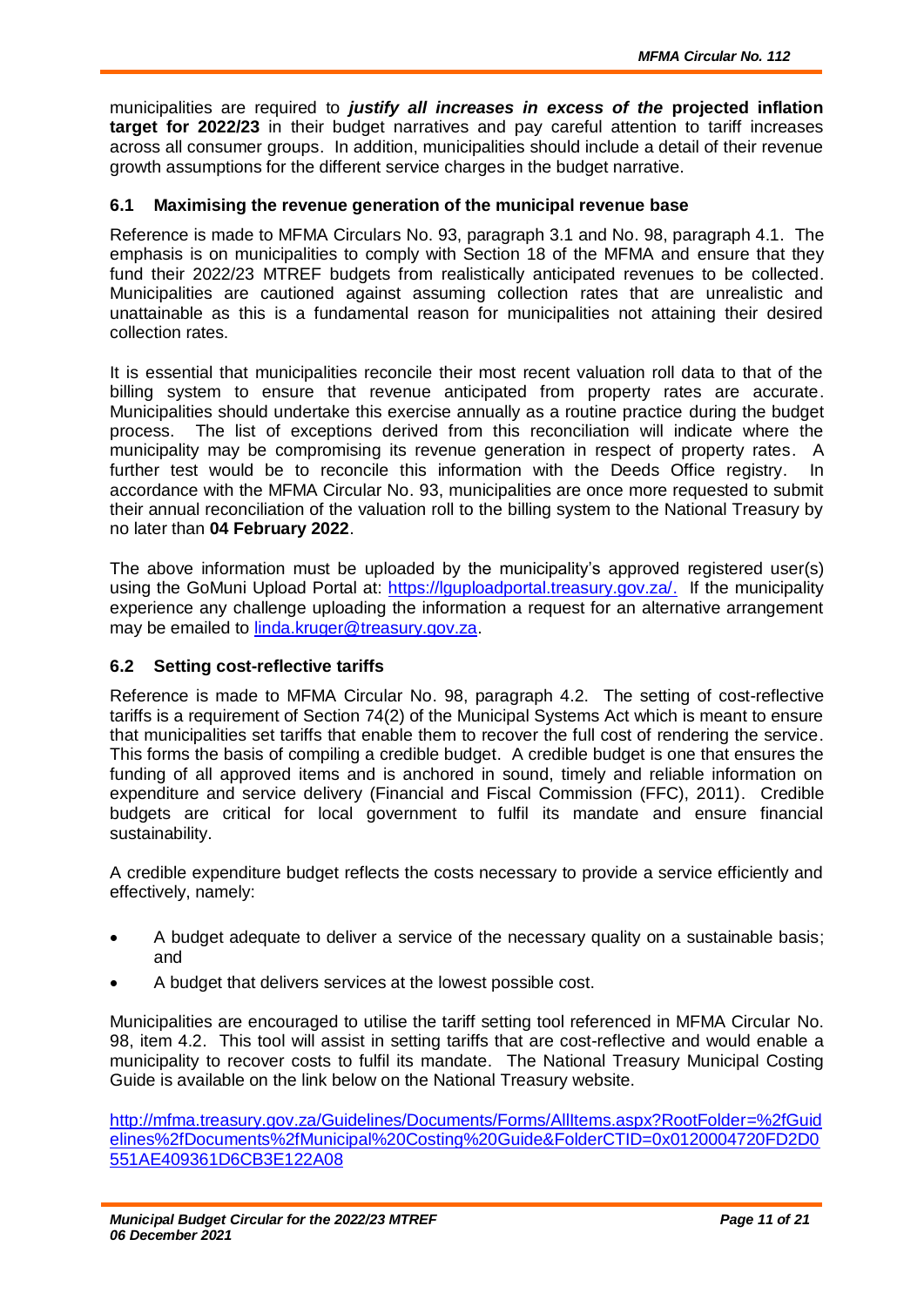municipalities are required to ***justify all increases in excess of the*** **projected inflation target for 2022/23** in their budget narratives and pay careful attention to tariff increases across all consumer groups. In addition, municipalities should include a detail of their revenue growth assumptions for the different service charges in the budget narrative.

### 6.1 Maximising the revenue generation of the municipal revenue base

Reference is made to MFMA Circulars No. 93, paragraph 3.1 and No. 98, paragraph 4.1. The emphasis is on municipalities to comply with Section 18 of the MFMA and ensure that they fund their 2022/23 MTREF budgets from realistically anticipated revenues to be collected. Municipalities are cautioned against assuming collection rates that are unrealistic and unattainable as this is a fundamental reason for municipalities not attaining their desired collection rates.

It is essential that municipalities reconcile their most recent valuation roll data to that of the billing system to ensure that revenue anticipated from property rates are accurate. Municipalities should undertake this exercise annually as a routine practice during the budget process. The list of exceptions derived from this reconciliation will indicate where the municipality may be compromising its revenue generation in respect of property rates. A further test would be to reconcile this information with the Deeds Office registry. In accordance with the MFMA Circular No. 93, municipalities are once more requested to submit their annual reconciliation of the valuation roll to the billing system to the National Treasury by no later than **04 February 2022**.

The above information must be uploaded by the municipality's approved registered user(s) using the GoMuni Upload Portal at: https://lguploadportal.treasury.gov.za/. If the municipality experience any challenge uploading the information a request for an alternative arrangement may be emailed to linda.kruger@treasury.gov.za.

### 6.2 Setting cost-reflective tariffs

Reference is made to MFMA Circular No. 98, paragraph 4.2. The setting of cost-reflective tariffs is a requirement of Section 74(2) of the Municipal Systems Act which is meant to ensure that municipalities set tariffs that enable them to recover the full cost of rendering the service. This forms the basis of compiling a credible budget. A credible budget is one that ensures the funding of all approved items and is anchored in sound, timely and reliable information on expenditure and service delivery (Financial and Fiscal Commission (FFC), 2011). Credible budgets are critical for local government to fulfil its mandate and ensure financial sustainability.

A credible expenditure budget reflects the costs necessary to provide a service efficiently and effectively, namely:

- A budget adequate to deliver a service of the necessary quality on a sustainable basis; and
- A budget that delivers services at the lowest possible cost.

Municipalities are encouraged to utilise the tariff setting tool referenced in MFMA Circular No. 98, item 4.2. This tool will assist in setting tariffs that are cost-reflective and would enable a municipality to recover costs to fulfil its mandate. The National Treasury Municipal Costing Guide is available on the link below on the National Treasury website.

http://mfma.treasury.gov.za/Guidelines/Documents/Forms/AllItems.aspx?RootFolder=%2fGuidelines%2fDocuments%2fMunicipal%20Costing%20Guide&FolderCTID=0x0120004720FD2D0551AE409361D6CB3E122A08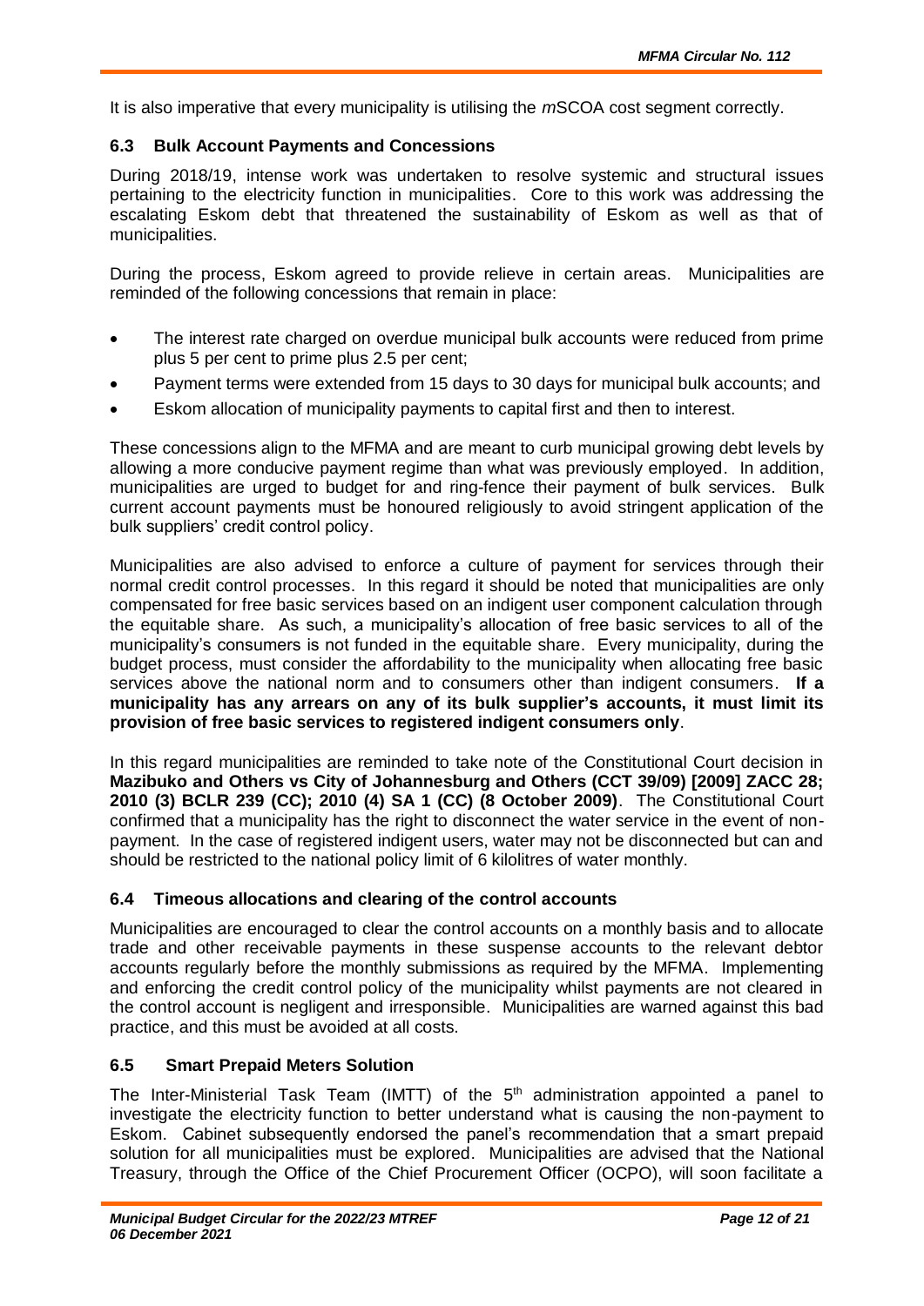It is also imperative that every municipality is utilising the *m*SCOA cost segment correctly.

### 6.3 Bulk Account Payments and Concessions

During 2018/19, intense work was undertaken to resolve systemic and structural issues pertaining to the electricity function in municipalities. Core to this work was addressing the escalating Eskom debt that threatened the sustainability of Eskom as well as that of municipalities.

During the process, Eskom agreed to provide relieve in certain areas. Municipalities are reminded of the following concessions that remain in place:

- The interest rate charged on overdue municipal bulk accounts were reduced from prime plus 5 per cent to prime plus 2.5 per cent;
- Payment terms were extended from 15 days to 30 days for municipal bulk accounts; and
- Eskom allocation of municipality payments to capital first and then to interest.

These concessions align to the MFMA and are meant to curb municipal growing debt levels by allowing a more conducive payment regime than what was previously employed. In addition, municipalities are urged to budget for and ring-fence their payment of bulk services. Bulk current account payments must be honoured religiously to avoid stringent application of the bulk suppliers' credit control policy.

Municipalities are also advised to enforce a culture of payment for services through their normal credit control processes. In this regard it should be noted that municipalities are only compensated for free basic services based on an indigent user component calculation through the equitable share. As such, a municipality's allocation of free basic services to all of the municipality's consumers is not funded in the equitable share. Every municipality, during the budget process, must consider the affordability to the municipality when allocating free basic services above the national norm and to consumers other than indigent consumers. **If a municipality has any arrears on any of its bulk supplier's accounts, it must limit its provision of free basic services to registered indigent consumers only**.

In this regard municipalities are reminded to take note of the Constitutional Court decision in **Mazibuko and Others vs City of Johannesburg and Others (CCT 39/09) [2009] ZACC 28; 2010 (3) BCLR 239 (CC); 2010 (4) SA 1 (CC) (8 October 2009)**. The Constitutional Court confirmed that a municipality has the right to disconnect the water service in the event of non-payment. In the case of registered indigent users, water may not be disconnected but can and should be restricted to the national policy limit of 6 kilolitres of water monthly.

### 6.4 Timeous allocations and clearing of the control accounts

Municipalities are encouraged to clear the control accounts on a monthly basis and to allocate trade and other receivable payments in these suspense accounts to the relevant debtor accounts regularly before the monthly submissions as required by the MFMA. Implementing and enforcing the credit control policy of the municipality whilst payments are not cleared in the control account is negligent and irresponsible. Municipalities are warned against this bad practice, and this must be avoided at all costs.

### 6.5 Smart Prepaid Meters Solution

The Inter-Ministerial Task Team (IMTT) of the 5th administration appointed a panel to investigate the electricity function to better understand what is causing the non-payment to Eskom. Cabinet subsequently endorsed the panel's recommendation that a smart prepaid solution for all municipalities must be explored. Municipalities are advised that the National Treasury, through the Office of the Chief Procurement Officer (OCPO), will soon facilitate a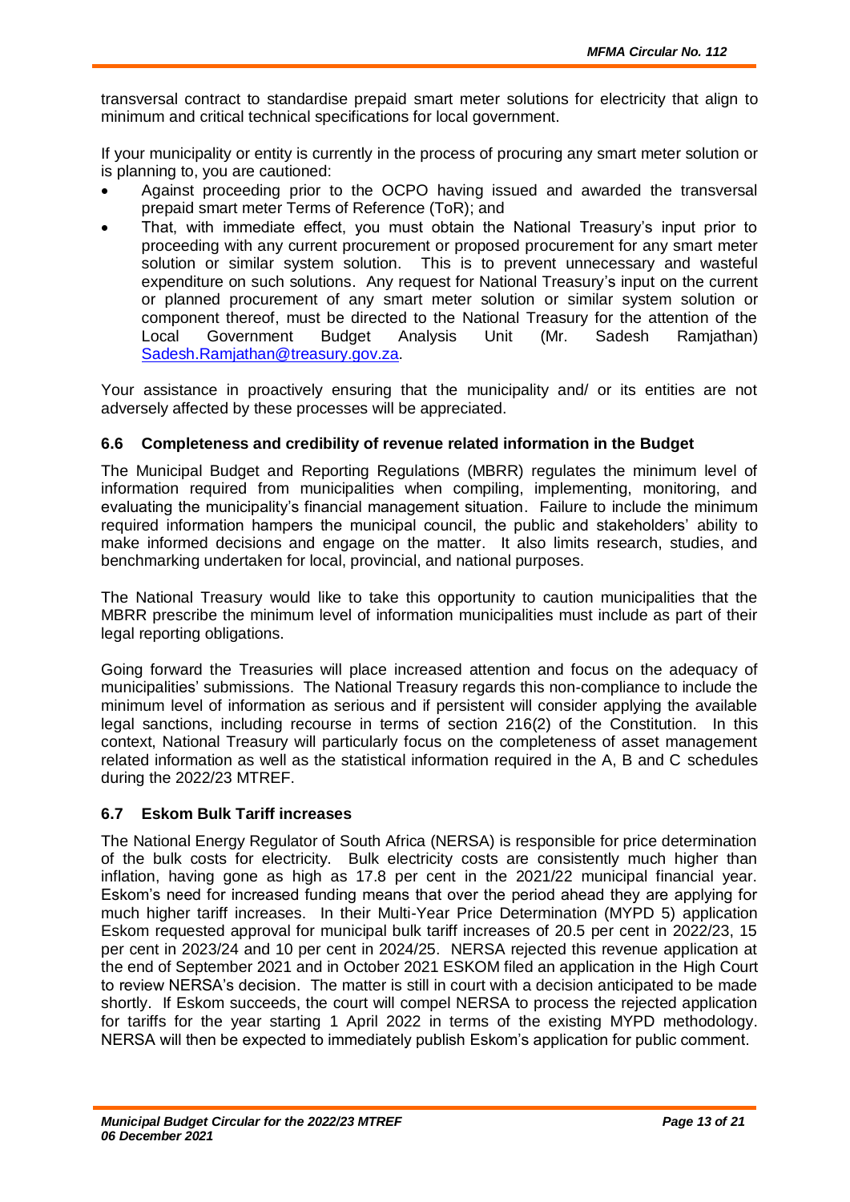transversal contract to standardise prepaid smart meter solutions for electricity that align to minimum and critical technical specifications for local government.

If your municipality or entity is currently in the process of procuring any smart meter solution or is planning to, you are cautioned:

- Against proceeding prior to the OCPO having issued and awarded the transversal prepaid smart meter Terms of Reference (ToR); and
- That, with immediate effect, you must obtain the National Treasury's input prior to proceeding with any current procurement or proposed procurement for any smart meter solution or similar system solution. This is to prevent unnecessary and wasteful expenditure on such solutions. Any request for National Treasury's input on the current or planned procurement of any smart meter solution or similar system solution or component thereof, must be directed to the National Treasury for the attention of the Local Government Budget Analysis Unit (Mr. Sadesh Ramjathan) Sadesh.Ramjathan@treasury.gov.za.

Your assistance in proactively ensuring that the municipality and/ or its entities are not adversely affected by these processes will be appreciated.

### 6.6 Completeness and credibility of revenue related information in the Budget

The Municipal Budget and Reporting Regulations (MBRR) regulates the minimum level of information required from municipalities when compiling, implementing, monitoring, and evaluating the municipality's financial management situation. Failure to include the minimum required information hampers the municipal council, the public and stakeholders' ability to make informed decisions and engage on the matter. It also limits research, studies, and benchmarking undertaken for local, provincial, and national purposes.

The National Treasury would like to take this opportunity to caution municipalities that the MBRR prescribe the minimum level of information municipalities must include as part of their legal reporting obligations.

Going forward the Treasuries will place increased attention and focus on the adequacy of municipalities' submissions. The National Treasury regards this non-compliance to include the minimum level of information as serious and if persistent will consider applying the available legal sanctions, including recourse in terms of section 216(2) of the Constitution. In this context, National Treasury will particularly focus on the completeness of asset management related information as well as the statistical information required in the A, B and C schedules during the 2022/23 MTREF.

### 6.7 Eskom Bulk Tariff increases

The National Energy Regulator of South Africa (NERSA) is responsible for price determination of the bulk costs for electricity. Bulk electricity costs are consistently much higher than inflation, having gone as high as 17.8 per cent in the 2021/22 municipal financial year. Eskom's need for increased funding means that over the period ahead they are applying for much higher tariff increases. In their Multi-Year Price Determination (MYPD 5) application Eskom requested approval for municipal bulk tariff increases of 20.5 per cent in 2022/23, 15 per cent in 2023/24 and 10 per cent in 2024/25. NERSA rejected this revenue application at the end of September 2021 and in October 2021 ESKOM filed an application in the High Court to review NERSA's decision. The matter is still in court with a decision anticipated to be made shortly. If Eskom succeeds, the court will compel NERSA to process the rejected application for tariffs for the year starting 1 April 2022 in terms of the existing MYPD methodology. NERSA will then be expected to immediately publish Eskom's application for public comment.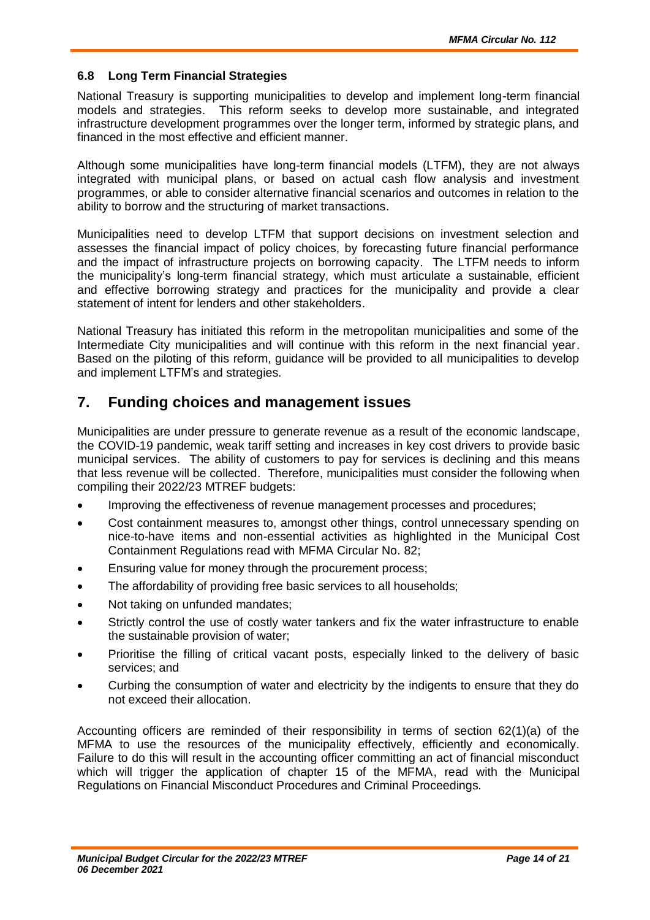### 6.8 Long Term Financial Strategies

National Treasury is supporting municipalities to develop and implement long-term financial models and strategies. This reform seeks to develop more sustainable, and integrated infrastructure development programmes over the longer term, informed by strategic plans, and financed in the most effective and efficient manner.

Although some municipalities have long-term financial models (LTFM), they are not always integrated with municipal plans, or based on actual cash flow analysis and investment programmes, or able to consider alternative financial scenarios and outcomes in relation to the ability to borrow and the structuring of market transactions.

Municipalities need to develop LTFM that support decisions on investment selection and assesses the financial impact of policy choices, by forecasting future financial performance and the impact of infrastructure projects on borrowing capacity. The LTFM needs to inform the municipality's long-term financial strategy, which must articulate a sustainable, efficient and effective borrowing strategy and practices for the municipality and provide a clear statement of intent for lenders and other stakeholders.

National Treasury has initiated this reform in the metropolitan municipalities and some of the Intermediate City municipalities and will continue with this reform in the next financial year. Based on the piloting of this reform, guidance will be provided to all municipalities to develop and implement LTFM's and strategies.

## 7. Funding choices and management issues

Municipalities are under pressure to generate revenue as a result of the economic landscape, the COVID-19 pandemic, weak tariff setting and increases in key cost drivers to provide basic municipal services. The ability of customers to pay for services is declining and this means that less revenue will be collected. Therefore, municipalities must consider the following when compiling their 2022/23 MTREF budgets:

- Improving the effectiveness of revenue management processes and procedures;
- Cost containment measures to, amongst other things, control unnecessary spending on nice-to-have items and non-essential activities as highlighted in the Municipal Cost Containment Regulations read with MFMA Circular No. 82;
- Ensuring value for money through the procurement process;
- The affordability of providing free basic services to all households;
- Not taking on unfunded mandates;
- Strictly control the use of costly water tankers and fix the water infrastructure to enable the sustainable provision of water;
- Prioritise the filling of critical vacant posts, especially linked to the delivery of basic services; and
- Curbing the consumption of water and electricity by the indigents to ensure that they do not exceed their allocation.

Accounting officers are reminded of their responsibility in terms of section 62(1)(a) of the MFMA to use the resources of the municipality effectively, efficiently and economically. Failure to do this will result in the accounting officer committing an act of financial misconduct which will trigger the application of chapter 15 of the MFMA, read with the Municipal Regulations on Financial Misconduct Procedures and Criminal Proceedings.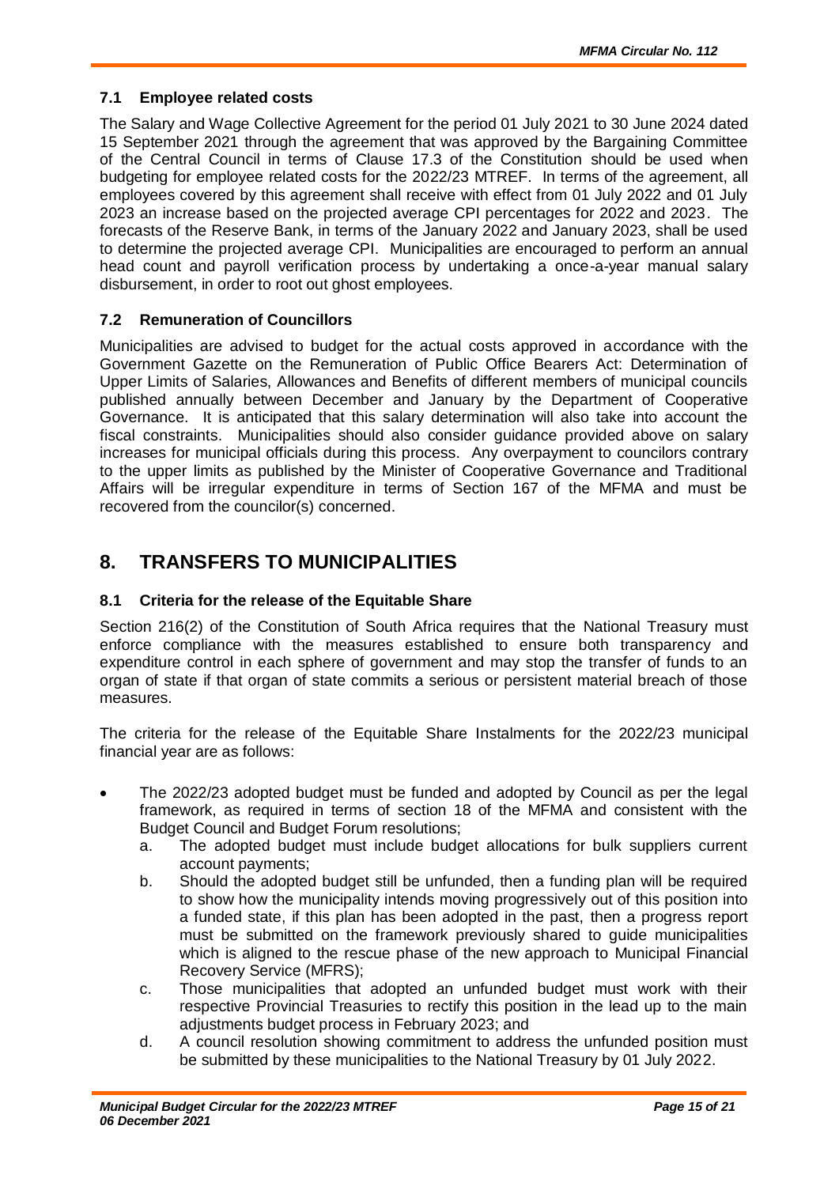### 7.1 Employee related costs

The Salary and Wage Collective Agreement for the period 01 July 2021 to 30 June 2024 dated 15 September 2021 through the agreement that was approved by the Bargaining Committee of the Central Council in terms of Clause 17.3 of the Constitution should be used when budgeting for employee related costs for the 2022/23 MTREF. In terms of the agreement, all employees covered by this agreement shall receive with effect from 01 July 2022 and 01 July 2023 an increase based on the projected average CPI percentages for 2022 and 2023. The forecasts of the Reserve Bank, in terms of the January 2022 and January 2023, shall be used to determine the projected average CPI. Municipalities are encouraged to perform an annual head count and payroll verification process by undertaking a once-a-year manual salary disbursement, in order to root out ghost employees.

### 7.2 Remuneration of Councillors

Municipalities are advised to budget for the actual costs approved in accordance with the Government Gazette on the Remuneration of Public Office Bearers Act: Determination of Upper Limits of Salaries, Allowances and Benefits of different members of municipal councils published annually between December and January by the Department of Cooperative Governance. It is anticipated that this salary determination will also take into account the fiscal constraints. Municipalities should also consider guidance provided above on salary increases for municipal officials during this process. Any overpayment to councilors contrary to the upper limits as published by the Minister of Cooperative Governance and Traditional Affairs will be irregular expenditure in terms of Section 167 of the MFMA and must be recovered from the councilor(s) concerned.

## 8. TRANSFERS TO MUNICIPALITIES

### 8.1 Criteria for the release of the Equitable Share

Section 216(2) of the Constitution of South Africa requires that the National Treasury must enforce compliance with the measures established to ensure both transparency and expenditure control in each sphere of government and may stop the transfer of funds to an organ of state if that organ of state commits a serious or persistent material breach of those measures.

The criteria for the release of the Equitable Share Instalments for the 2022/23 municipal financial year are as follows:

- The 2022/23 adopted budget must be funded and adopted by Council as per the legal framework, as required in terms of section 18 of the MFMA and consistent with the Budget Council and Budget Forum resolutions;
  a. The adopted budget must include budget allocations for bulk suppliers current account payments;
  b. Should the adopted budget still be unfunded, then a funding plan will be required to show how the municipality intends moving progressively out of this position into a funded state, if this plan has been adopted in the past, then a progress report must be submitted on the framework previously shared to guide municipalities which is aligned to the rescue phase of the new approach to Municipal Financial Recovery Service (MFRS);
  c. Those municipalities that adopted an unfunded budget must work with their respective Provincial Treasuries to rectify this position in the lead up to the main adjustments budget process in February 2023; and
  d. A council resolution showing commitment to address the unfunded position must be submitted by these municipalities to the National Treasury by 01 July 2022.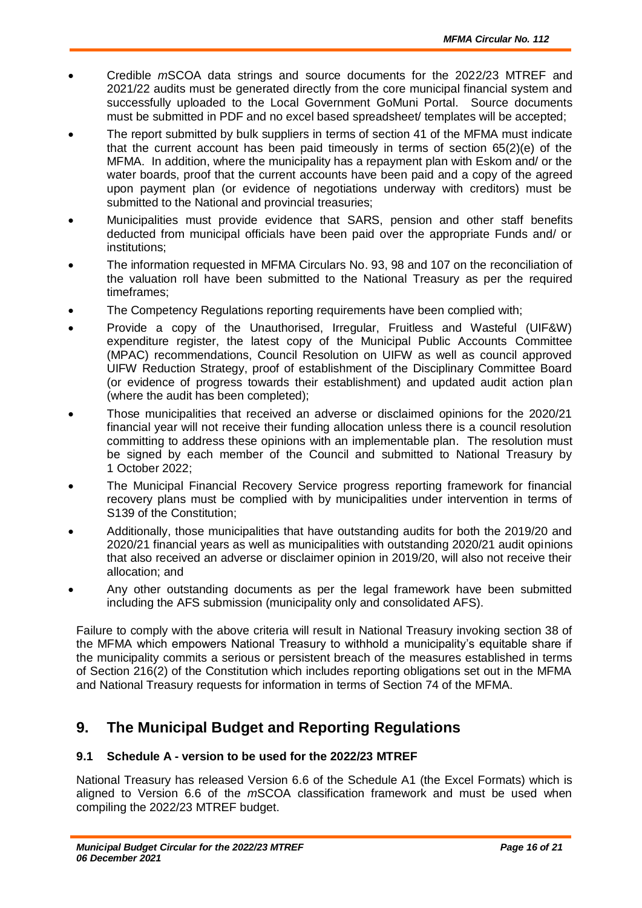- Credible *m*SCOA data strings and source documents for the 2022/23 MTREF and 2021/22 audits must be generated directly from the core municipal financial system and successfully uploaded to the Local Government GoMuni Portal. Source documents must be submitted in PDF and no excel based spreadsheet/ templates will be accepted;
- The report submitted by bulk suppliers in terms of section 41 of the MFMA must indicate that the current account has been paid timeously in terms of section 65(2)(e) of the MFMA. In addition, where the municipality has a repayment plan with Eskom and/ or the water boards, proof that the current accounts have been paid and a copy of the agreed upon payment plan (or evidence of negotiations underway with creditors) must be submitted to the National and provincial treasuries;
- Municipalities must provide evidence that SARS, pension and other staff benefits deducted from municipal officials have been paid over the appropriate Funds and/ or institutions;
- The information requested in MFMA Circulars No. 93, 98 and 107 on the reconciliation of the valuation roll have been submitted to the National Treasury as per the required timeframes;
- The Competency Regulations reporting requirements have been complied with;
- Provide a copy of the Unauthorised, Irregular, Fruitless and Wasteful (UIF&W) expenditure register, the latest copy of the Municipal Public Accounts Committee (MPAC) recommendations, Council Resolution on UIFW as well as council approved UIFW Reduction Strategy, proof of establishment of the Disciplinary Committee Board (or evidence of progress towards their establishment) and updated audit action plan (where the audit has been completed);
- Those municipalities that received an adverse or disclaimed opinions for the 2020/21 financial year will not receive their funding allocation unless there is a council resolution committing to address these opinions with an implementable plan. The resolution must be signed by each member of the Council and submitted to National Treasury by 1 October 2022;
- The Municipal Financial Recovery Service progress reporting framework for financial recovery plans must be complied with by municipalities under intervention in terms of S139 of the Constitution;
- Additionally, those municipalities that have outstanding audits for both the 2019/20 and 2020/21 financial years as well as municipalities with outstanding 2020/21 audit opinions that also received an adverse or disclaimer opinion in 2019/20, will also not receive their allocation; and
- Any other outstanding documents as per the legal framework have been submitted including the AFS submission (municipality only and consolidated AFS).

Failure to comply with the above criteria will result in National Treasury invoking section 38 of the MFMA which empowers National Treasury to withhold a municipality's equitable share if the municipality commits a serious or persistent breach of the measures established in terms of Section 216(2) of the Constitution which includes reporting obligations set out in the MFMA and National Treasury requests for information in terms of Section 74 of the MFMA.

# 9. The Municipal Budget and Reporting Regulations

### 9.1 Schedule A - version to be used for the 2022/23 MTREF

National Treasury has released Version 6.6 of the Schedule A1 (the Excel Formats) which is aligned to Version 6.6 of the *m*SCOA classification framework and must be used when compiling the 2022/23 MTREF budget.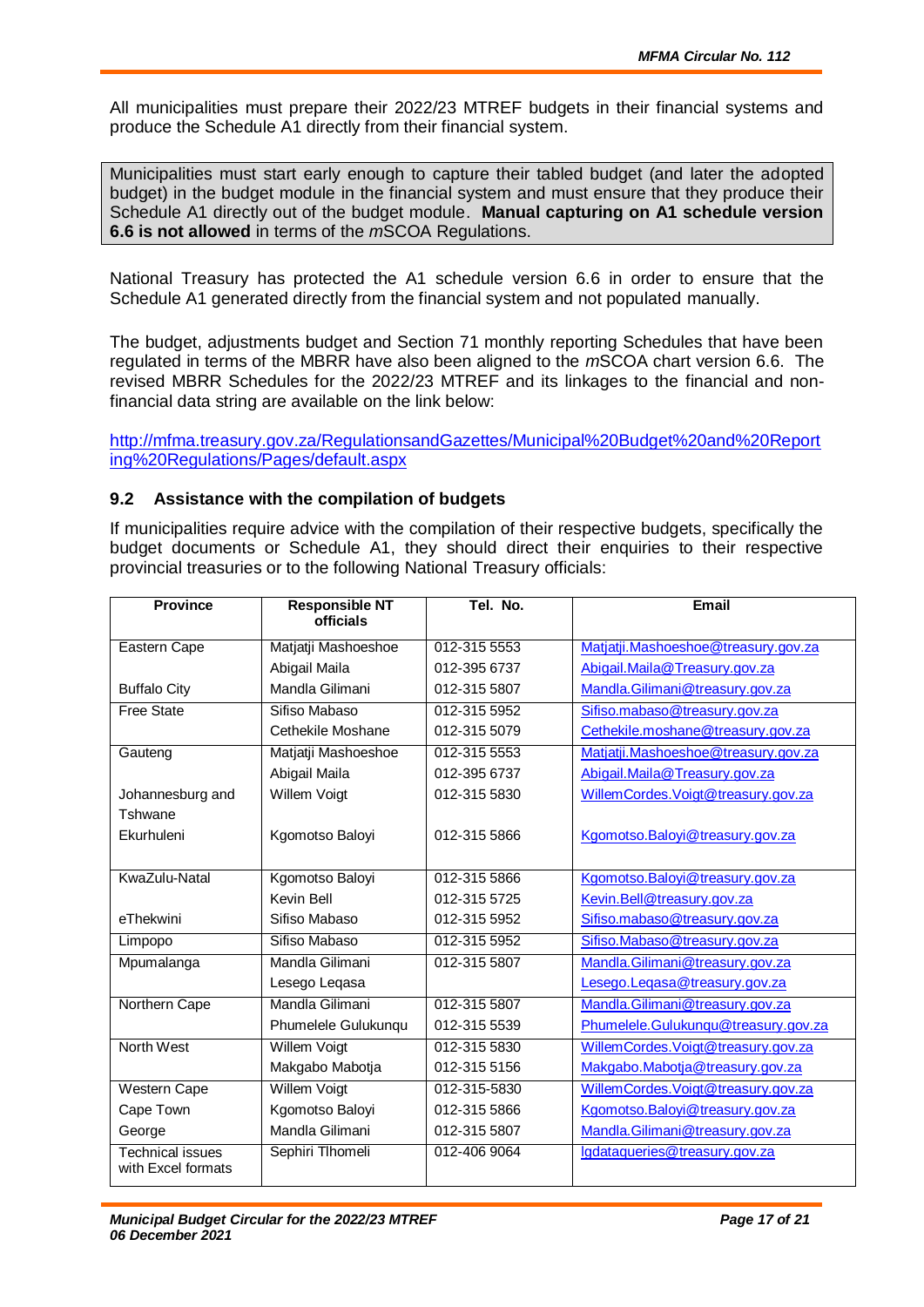All municipalities must prepare their 2022/23 MTREF budgets in their financial systems and produce the Schedule A1 directly from their financial system.

> Municipalities must start early enough to capture their tabled budget (and later the adopted budget) in the budget module in the financial system and must ensure that they produce their Schedule A1 directly out of the budget module. **Manual capturing on A1 schedule version 6.6 is not allowed** in terms of the *m*SCOA Regulations.

National Treasury has protected the A1 schedule version 6.6 in order to ensure that the Schedule A1 generated directly from the financial system and not populated manually.

The budget, adjustments budget and Section 71 monthly reporting Schedules that have been regulated in terms of the MBRR have also been aligned to the *m*SCOA chart version 6.6. The revised MBRR Schedules for the 2022/23 MTREF and its linkages to the financial and non-financial data string are available on the link below:

http://mfma.treasury.gov.za/RegulationsandGazettes/Municipal%20Budget%20and%20Reporting%20Regulations/Pages/default.aspx

### 9.2 Assistance with the compilation of budgets

If municipalities require advice with the compilation of their respective budgets, specifically the budget documents or Schedule A1, they should direct their enquiries to their respective provincial treasuries or to the following National Treasury officials:

| Province | Responsible NT officials | Tel. No. | Email |
|---|---|---|---|
| Eastern Cape | Matjatji Mashoeshoe | 012-315 5553 | Matjatji.Mashoeshoe@treasury.gov.za |
| | Abigail Maila | 012-395 6737 | Abigail.Maila@Treasury.gov.za |
| Buffalo City | Mandla Gilimani | 012-315 5807 | Mandla.Gilimani@treasury.gov.za |
| Free State | Sifiso Mabaso | 012-315 5952 | Sifiso.mabaso@treasury.gov.za |
| | Cethekile Moshane | 012-315 5079 | Cethekile.moshane@treasury.gov.za |
| Gauteng | Matjatji Mashoeshoe | 012-315 5553 | Matjatji.Mashoeshoe@treasury.gov.za |
| | Abigail Maila | 012-395 6737 | Abigail.Maila@Treasury.gov.za |
| Johannesburg and Tshwane | Willem Voigt | 012-315 5830 | WillemCordes.Voigt@treasury.gov.za |
| Ekurhuleni | Kgomotso Baloyi | 012-315 5866 | Kgomotso.Baloyi@treasury.gov.za |
| KwaZulu-Natal | Kgomotso Baloyi | 012-315 5866 | Kgomotso.Baloyi@treasury.gov.za |
| | Kevin Bell | 012-315 5725 | Kevin.Bell@treasury.gov.za |
| eThekwini | Sifiso Mabaso | 012-315 5952 | Sifiso.mabaso@treasury.gov.za |
| Limpopo | Sifiso Mabaso | 012-315 5952 | Sifiso.Mabaso@treasury.gov.za |
| Mpumalanga | Mandla Gilimani | 012-315 5807 | Mandla.Gilimani@treasury.gov.za |
| | Lesego Leqasa | | Lesego.Leqasa@treasury.gov.za |
| Northern Cape | Mandla Gilimani | 012-315 5807 | Mandla.Gilimani@treasury.gov.za |
| | Phumelele Gulukunqu | 012-315 5539 | Phumelele.Gulukunqu@treasury.gov.za |
| North West | Willem Voigt | 012-315 5830 | WillemCordes.Voigt@treasury.gov.za |
| | Makgabo Mabotja | 012-315 5156 | Makgabo.Mabotja@treasury.gov.za |
| Western Cape | Willem Voigt | 012-315-5830 | WillemCordes.Voigt@treasury.gov.za |
| Cape Town | Kgomotso Baloyi | 012-315 5866 | Kgomotso.Baloyi@treasury.gov.za |
| George | Mandla Gilimani | 012-315 5807 | Mandla.Gilimani@treasury.gov.za |
| Technical issues with Excel formats | Sephiri Tlhomeli | 012-406 9064 | lgdataqueries@treasury.gov.za |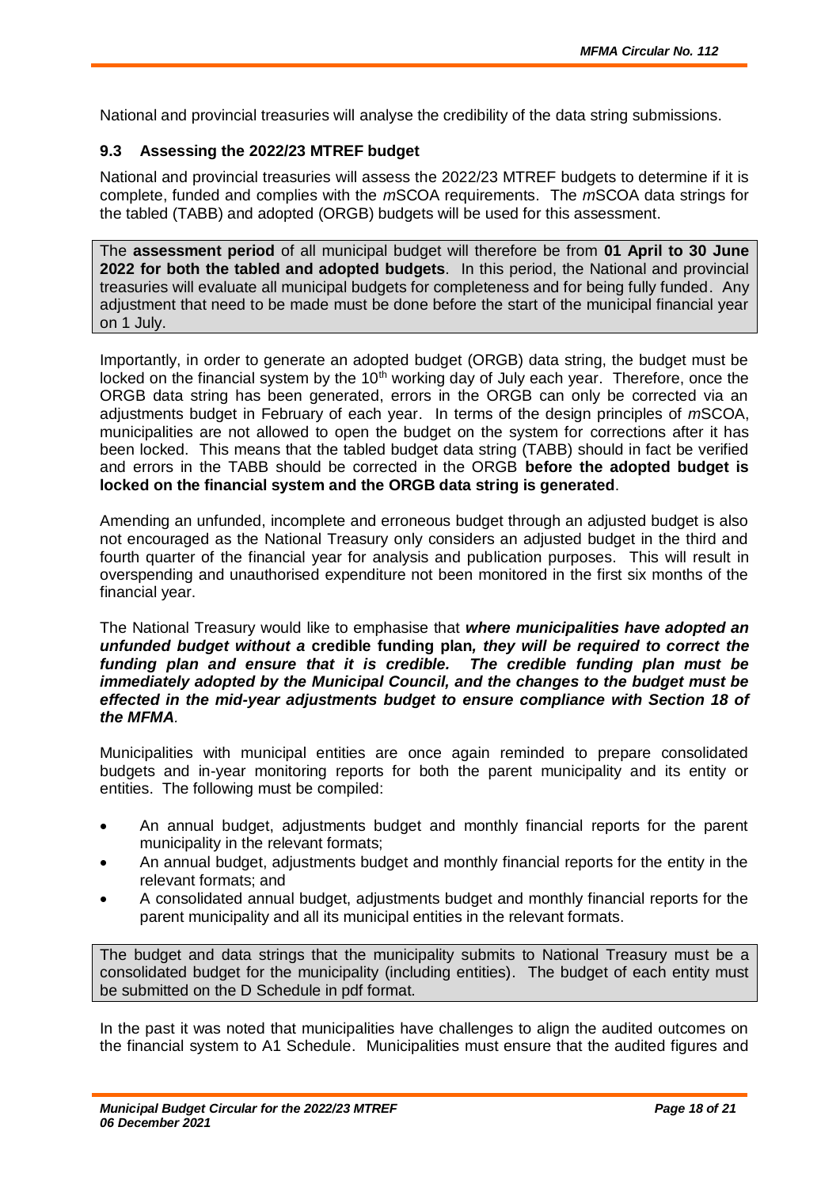National and provincial treasuries will analyse the credibility of the data string submissions.

### 9.3 Assessing the 2022/23 MTREF budget

National and provincial treasuries will assess the 2022/23 MTREF budgets to determine if it is complete, funded and complies with the *m*SCOA requirements. The *m*SCOA data strings for the tabled (TABB) and adopted (ORGB) budgets will be used for this assessment.

The **assessment period** of all municipal budget will therefore be from **01 April to 30 June 2022 for both the tabled and adopted budgets**. In this period, the National and provincial treasuries will evaluate all municipal budgets for completeness and for being fully funded. Any adjustment that need to be made must be done before the start of the municipal financial year on 1 July.

Importantly, in order to generate an adopted budget (ORGB) data string, the budget must be locked on the financial system by the 10th working day of July each year. Therefore, once the ORGB data string has been generated, errors in the ORGB can only be corrected via an adjustments budget in February of each year. In terms of the design principles of *m*SCOA, municipalities are not allowed to open the budget on the system for corrections after it has been locked. This means that the tabled budget data string (TABB) should in fact be verified and errors in the TABB should be corrected in the ORGB **before the adopted budget is locked on the financial system and the ORGB data string is generated**.

Amending an unfunded, incomplete and erroneous budget through an adjusted budget is also not encouraged as the National Treasury only considers an adjusted budget in the third and fourth quarter of the financial year for analysis and publication purposes. This will result in overspending and unauthorised expenditure not been monitored in the first six months of the financial year.

The National Treasury would like to emphasise that ***where municipalities have adopted an unfunded budget without a* credible funding plan*, they will be required to correct the funding plan and ensure that it is credible. The credible funding plan must be immediately adopted by the Municipal Council, and the changes to the budget must be effected in the mid-year adjustments budget to ensure compliance with Section 18 of the MFMA*.**

Municipalities with municipal entities are once again reminded to prepare consolidated budgets and in-year monitoring reports for both the parent municipality and its entity or entities. The following must be compiled:

- An annual budget, adjustments budget and monthly financial reports for the parent municipality in the relevant formats;
- An annual budget, adjustments budget and monthly financial reports for the entity in the relevant formats; and
- A consolidated annual budget, adjustments budget and monthly financial reports for the parent municipality and all its municipal entities in the relevant formats.

The budget and data strings that the municipality submits to National Treasury must be a consolidated budget for the municipality (including entities). The budget of each entity must be submitted on the D Schedule in pdf format.

In the past it was noted that municipalities have challenges to align the audited outcomes on the financial system to A1 Schedule. Municipalities must ensure that the audited figures and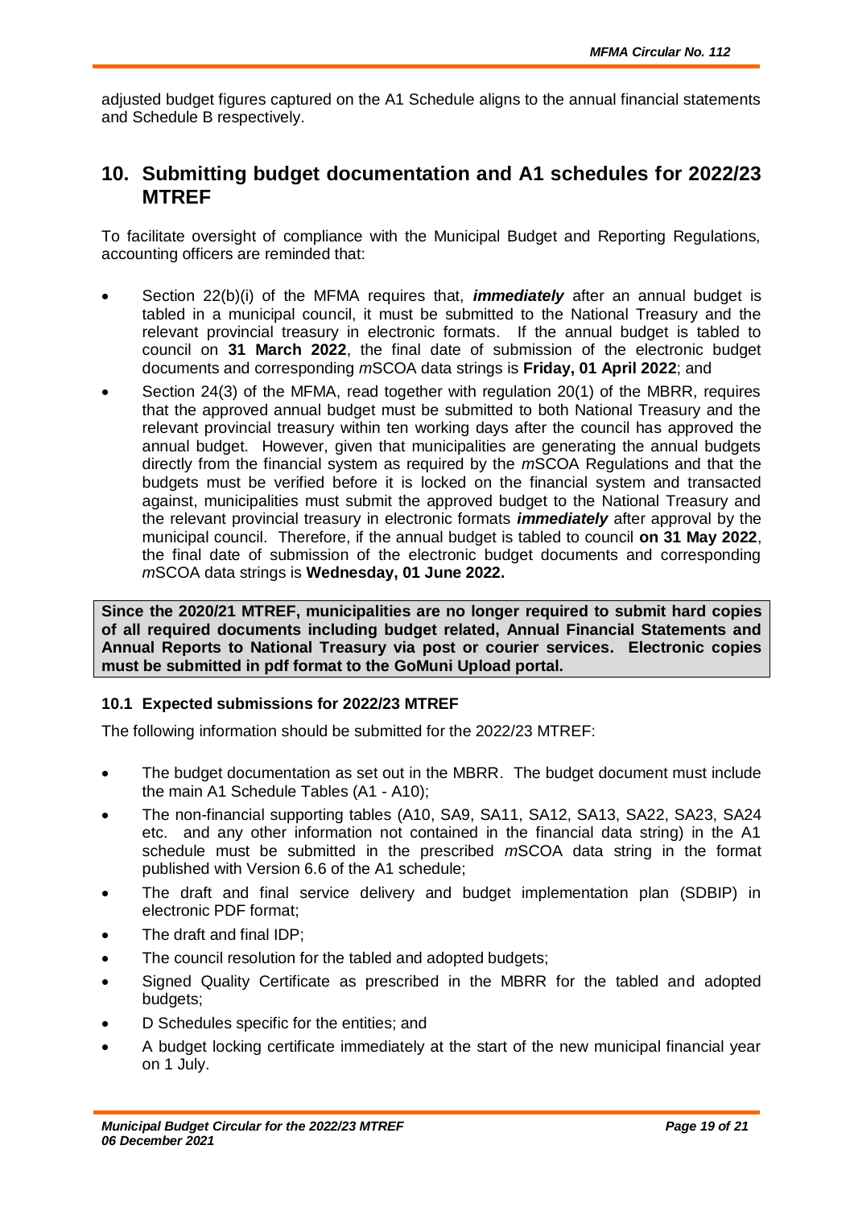adjusted budget figures captured on the A1 Schedule aligns to the annual financial statements and Schedule B respectively.

## 10. Submitting budget documentation and A1 schedules for 2022/23 MTREF

To facilitate oversight of compliance with the Municipal Budget and Reporting Regulations, accounting officers are reminded that:

- Section 22(b)(i) of the MFMA requires that, ***immediately*** after an annual budget is tabled in a municipal council, it must be submitted to the National Treasury and the relevant provincial treasury in electronic formats. If the annual budget is tabled to council on **31 March 2022**, the final date of submission of the electronic budget documents and corresponding *m*SCOA data strings is **Friday, 01 April 2022**; and
- Section 24(3) of the MFMA, read together with regulation 20(1) of the MBRR, requires that the approved annual budget must be submitted to both National Treasury and the relevant provincial treasury within ten working days after the council has approved the annual budget. However, given that municipalities are generating the annual budgets directly from the financial system as required by the *m*SCOA Regulations and that the budgets must be verified before it is locked on the financial system and transacted against, municipalities must submit the approved budget to the National Treasury and the relevant provincial treasury in electronic formats ***immediately*** after approval by the municipal council. Therefore, if the annual budget is tabled to council **on 31 May 2022**, the final date of submission of the electronic budget documents and corresponding *m*SCOA data strings is **Wednesday, 01 June 2022.**

**Since the 2020/21 MTREF, municipalities are no longer required to submit hard copies of all required documents including budget related, Annual Financial Statements and Annual Reports to National Treasury via post or courier services. Electronic copies must be submitted in pdf format to the GoMuni Upload portal.**

### 10.1 Expected submissions for 2022/23 MTREF

The following information should be submitted for the 2022/23 MTREF:

- The budget documentation as set out in the MBRR. The budget document must include the main A1 Schedule Tables (A1 - A10);
- The non-financial supporting tables (A10, SA9, SA11, SA12, SA13, SA22, SA23, SA24 etc. and any other information not contained in the financial data string) in the A1 schedule must be submitted in the prescribed *m*SCOA data string in the format published with Version 6.6 of the A1 schedule;
- The draft and final service delivery and budget implementation plan (SDBIP) in electronic PDF format;
- The draft and final IDP;
- The council resolution for the tabled and adopted budgets;
- Signed Quality Certificate as prescribed in the MBRR for the tabled and adopted budgets;
- D Schedules specific for the entities; and
- A budget locking certificate immediately at the start of the new municipal financial year on 1 July.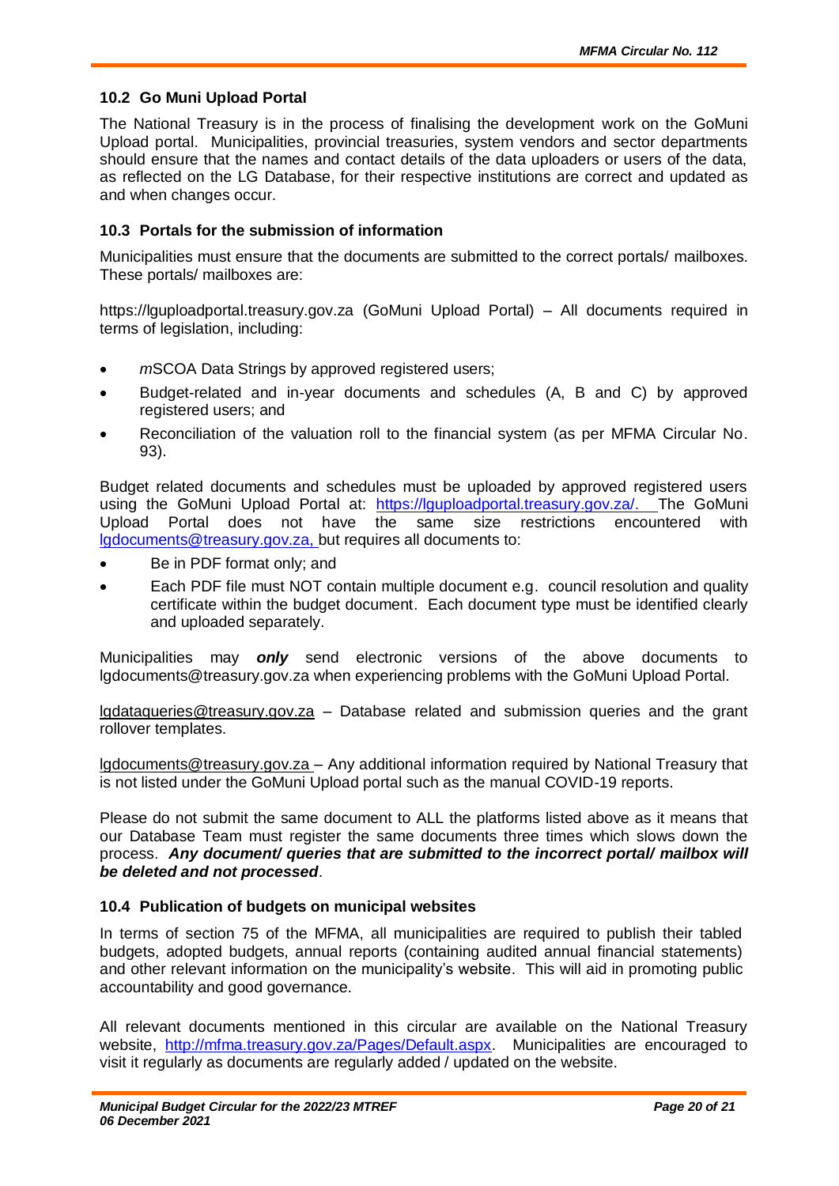### 10.2 Go Muni Upload Portal

The National Treasury is in the process of finalising the development work on the GoMuni Upload portal. Municipalities, provincial treasuries, system vendors and sector departments should ensure that the names and contact details of the data uploaders or users of the data, as reflected on the LG Database, for their respective institutions are correct and updated as and when changes occur.

### 10.3 Portals for the submission of information

Municipalities must ensure that the documents are submitted to the correct portals/ mailboxes. These portals/ mailboxes are:

https://lguploadportal.treasury.gov.za (GoMuni Upload Portal) – All documents required in terms of legislation, including:

- *m*SCOA Data Strings by approved registered users;
- Budget-related and in-year documents and schedules (A, B and C) by approved registered users; and
- Reconciliation of the valuation roll to the financial system (as per MFMA Circular No. 93).

Budget related documents and schedules must be uploaded by approved registered users using the GoMuni Upload Portal at: https://lguploadportal.treasury.gov.za/. The GoMuni Upload Portal does not have the same size restrictions encountered with lgdocuments@treasury.gov.za, but requires all documents to:

- Be in PDF format only; and
- Each PDF file must NOT contain multiple document e.g. council resolution and quality certificate within the budget document. Each document type must be identified clearly and uploaded separately.

Municipalities may ***only*** send electronic versions of the above documents to lgdocuments@treasury.gov.za when experiencing problems with the GoMuni Upload Portal.

lgdataqueries@treasury.gov.za – Database related and submission queries and the grant rollover templates.

lgdocuments@treasury.gov.za – Any additional information required by National Treasury that is not listed under the GoMuni Upload portal such as the manual COVID-19 reports.

Please do not submit the same document to ALL the platforms listed above as it means that our Database Team must register the same documents three times which slows down the process. ***Any document/ queries that are submitted to the incorrect portal/ mailbox will be deleted and not processed***.

### 10.4 Publication of budgets on municipal websites

In terms of section 75 of the MFMA, all municipalities are required to publish their tabled budgets, adopted budgets, annual reports (containing audited annual financial statements) and other relevant information on the municipality's website. This will aid in promoting public accountability and good governance.

All relevant documents mentioned in this circular are available on the National Treasury website, http://mfma.treasury.gov.za/Pages/Default.aspx. Municipalities are encouraged to visit it regularly as documents are regularly added / updated on the website.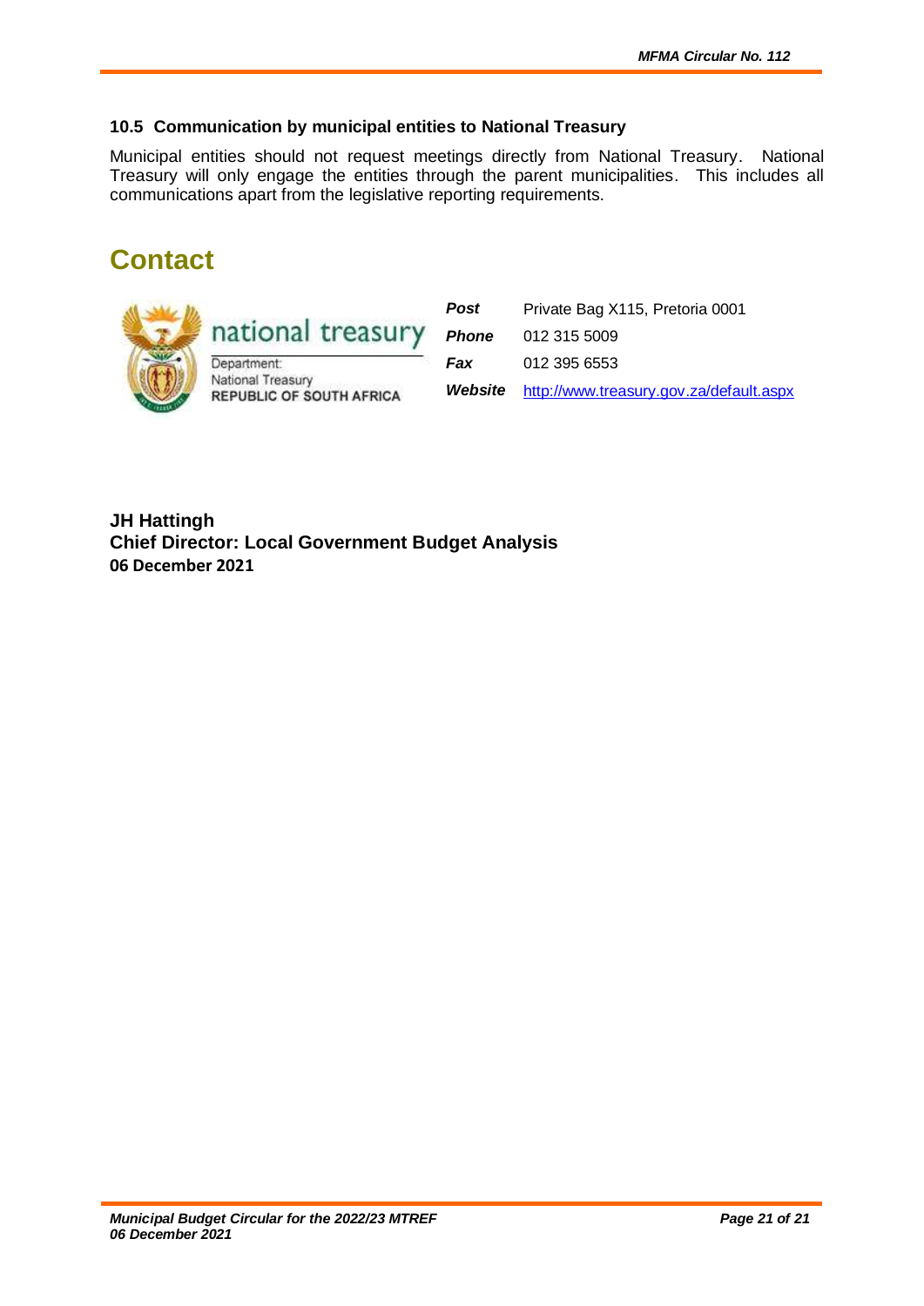### 10.5 Communication by municipal entities to National Treasury

Municipal entities should not request meetings directly from National Treasury. National Treasury will only engage the entities through the parent municipalities. This includes all communications apart from the legislative reporting requirements.

# Contact

national treasury

Department:
National Treasury
REPUBLIC OF SOUTH AFRICA

| | |
|---|---|
| ***Post*** | Private Bag X115, Pretoria 0001 |
| ***Phone*** | 012 315 5009 |
| ***Fax*** | 012 395 6553 |
| ***Website*** | http://www.treasury.gov.za/default.aspx |

**JH Hattingh**
**Chief Director: Local Government Budget Analysis**
**06 December 2021**